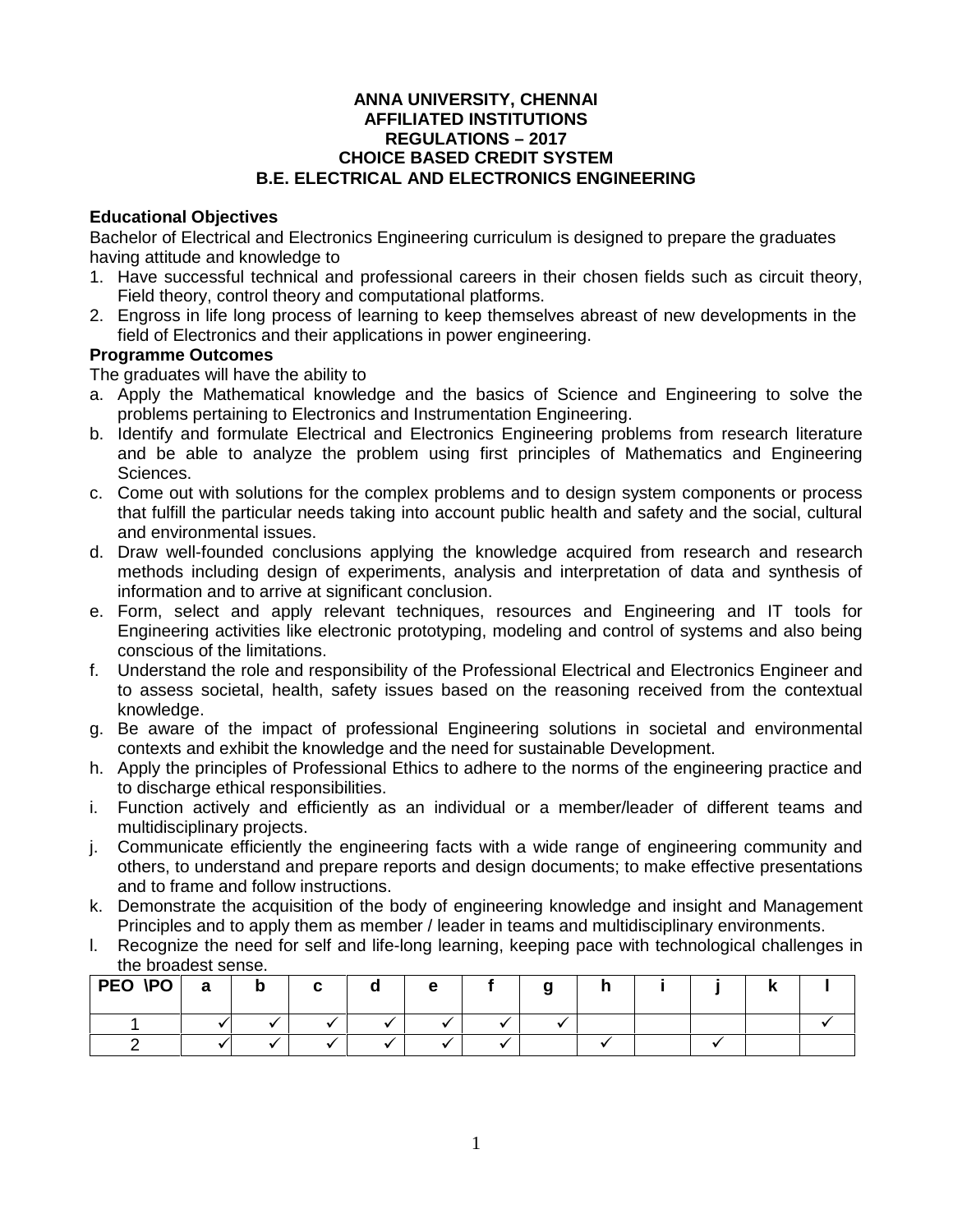**ANNA UNIVERSITY, CHENNAI**
**AFFILIATED INSTITUTIONS**
**REGULATIONS – 2017**
**CHOICE BASED CREDIT SYSTEM**
**B.E. ELECTRICAL AND ELECTRONICS ENGINEERING**

**Educational Objectives**

Bachelor of Electrical and Electronics Engineering curriculum is designed to prepare the graduates having attitude and knowledge to

1. Have successful technical and professional careers in their chosen fields such as circuit theory, Field theory, control theory and computational platforms.
2. Engross in life long process of learning to keep themselves abreast of new developments in the field of Electronics and their applications in power engineering.

**Programme Outcomes**

The graduates will have the ability to

a. Apply the Mathematical knowledge and the basics of Science and Engineering to solve the problems pertaining to Electronics and Instrumentation Engineering.

b. Identify and formulate Electrical and Electronics Engineering problems from research literature and be able to analyze the problem using first principles of Mathematics and Engineering Sciences.

c. Come out with solutions for the complex problems and to design system components or process that fulfill the particular needs taking into account public health and safety and the social, cultural and environmental issues.

d. Draw well-founded conclusions applying the knowledge acquired from research and research methods including design of experiments, analysis and interpretation of data and synthesis of information and to arrive at significant conclusion.

e. Form, select and apply relevant techniques, resources and Engineering and IT tools for Engineering activities like electronic prototyping, modeling and control of systems and also being conscious of the limitations.

f. Understand the role and responsibility of the Professional Electrical and Electronics Engineer and to assess societal, health, safety issues based on the reasoning received from the contextual knowledge.

g. Be aware of the impact of professional Engineering solutions in societal and environmental contexts and exhibit the knowledge and the need for sustainable Development.

h. Apply the principles of Professional Ethics to adhere to the norms of the engineering practice and to discharge ethical responsibilities.

i. Function actively and efficiently as an individual or a member/leader of different teams and multidisciplinary projects.

j. Communicate efficiently the engineering facts with a wide range of engineering community and others, to understand and prepare reports and design documents; to make effective presentations and to frame and follow instructions.

k. Demonstrate the acquisition of the body of engineering knowledge and insight and Management Principles and to apply them as member / leader in teams and multidisciplinary environments.

l. Recognize the need for self and life-long learning, keeping pace with technological challenges in the broadest sense.

| PEO \PO | a | b | c | d | e | f | g | h | i | j | k | l |
|---|---|---|---|---|---|---|---|---|---|---|---|---|
| 1 | ✓ | ✓ | ✓ | ✓ | ✓ | ✓ | ✓ | | | | | ✓ |
| 2 | ✓ | ✓ | ✓ | ✓ | ✓ | ✓ | | ✓ | | ✓ | | |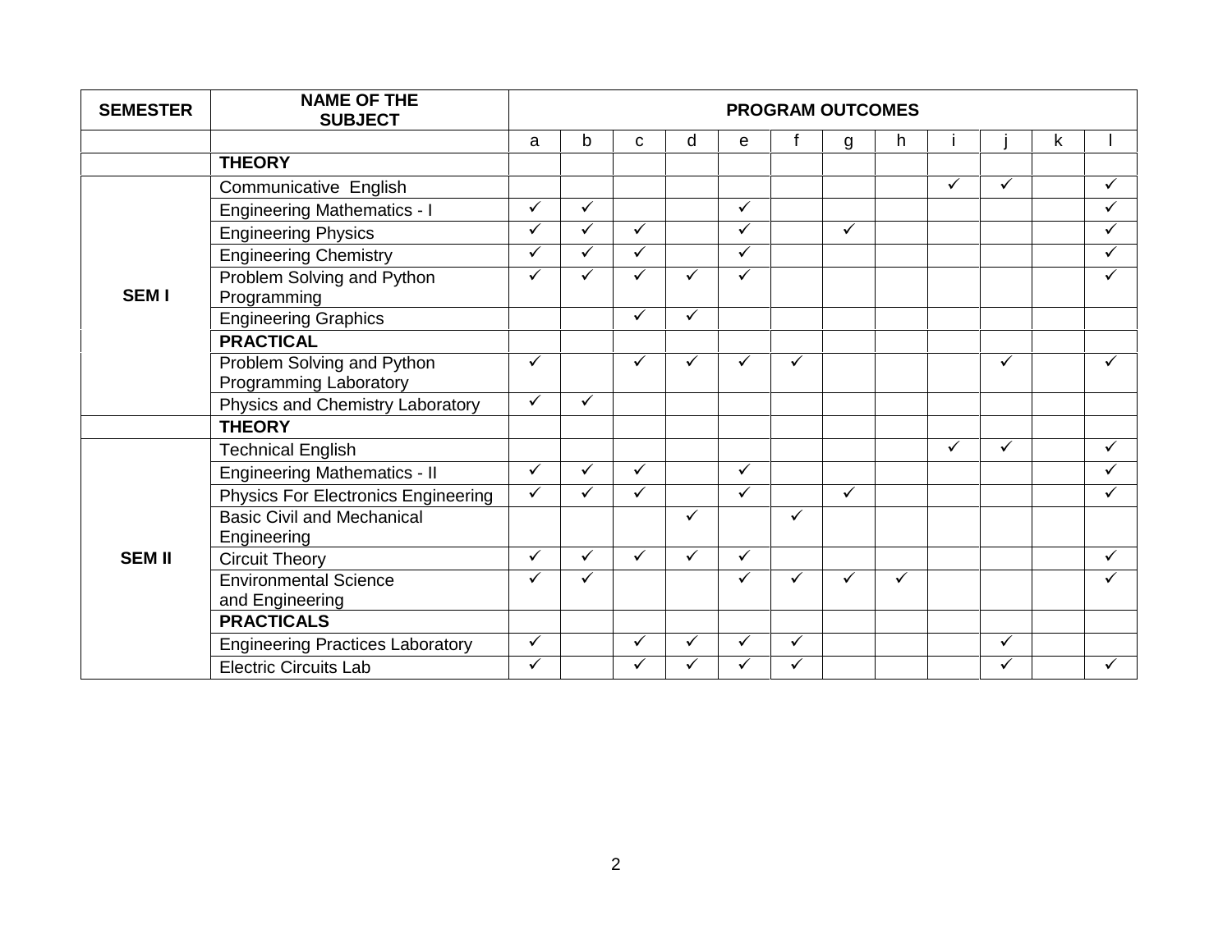| SEMESTER | NAME OF THE SUBJECT | PROGRAM OUTCOMES | | | | | | | | | | | |
|---|---|---|---|---|---|---|---|---|---|---|---|---|---|
| | | a | b | c | d | e | f | g | h | i | j | k | l |
| | **THEORY** | | | | | | | | | | | | |
| SEM I | Communicative English | | | | | | | | | ✓ | ✓ | | ✓ |
| | Engineering Mathematics - I | ✓ | ✓ | | | ✓ | | | | | | | ✓ |
| | Engineering Physics | ✓ | ✓ | ✓ | | ✓ | | ✓ | | | | | ✓ |
| | Engineering Chemistry | ✓ | ✓ | ✓ | | ✓ | | | | | | | ✓ |
| | Problem Solving and Python Programming | ✓ | ✓ | ✓ | ✓ | ✓ | | | | | | | ✓ |
| | Engineering Graphics | | | ✓ | ✓ | | | | | | | | |
| | **PRACTICAL** | | | | | | | | | | | | |
| | Problem Solving and Python Programming Laboratory | ✓ | | ✓ | ✓ | ✓ | ✓ | | | | ✓ | | ✓ |
| | Physics and Chemistry Laboratory | ✓ | ✓ | | | | | | | | | | |
| | **THEORY** | | | | | | | | | | | | |
| SEM II | Technical English | | | | | | | | | ✓ | ✓ | | ✓ |
| | Engineering Mathematics - II | ✓ | ✓ | ✓ | | ✓ | | | | | | | ✓ |
| | Physics For Electronics Engineering | ✓ | ✓ | ✓ | | ✓ | | ✓ | | | | | ✓ |
| | Basic Civil and Mechanical Engineering | | | | ✓ | | ✓ | | | | | | |
| | Circuit Theory | ✓ | ✓ | ✓ | ✓ | ✓ | | | | | | | ✓ |
| | Environmental Science and Engineering | ✓ | ✓ | | | ✓ | ✓ | ✓ | ✓ | | | | ✓ |
| | **PRACTICALS** | | | | | | | | | | | | |
| | Engineering Practices Laboratory | ✓ | | ✓ | ✓ | ✓ | ✓ | | | | ✓ | | |
| | Electric Circuits Lab | ✓ | | ✓ | ✓ | ✓ | ✓ | | | | ✓ | | ✓ |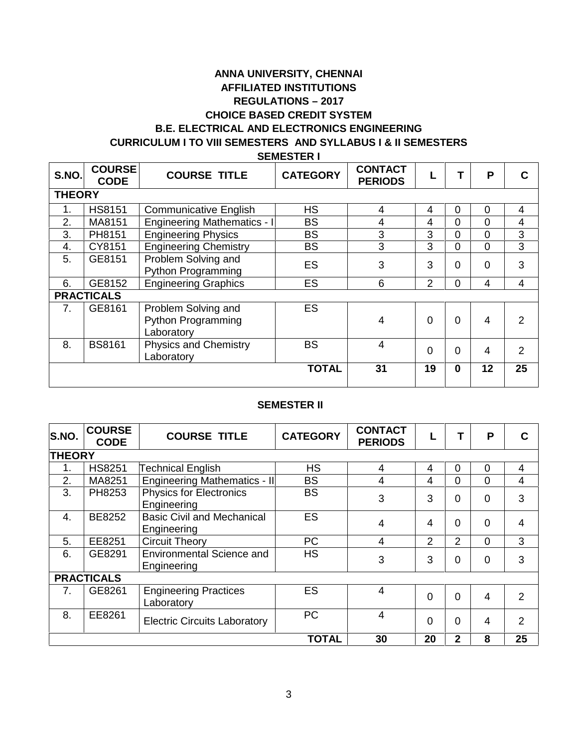# ANNA UNIVERSITY, CHENNAI

## AFFILIATED INSTITUTIONS

## REGULATIONS – 2017

## CHOICE BASED CREDIT SYSTEM

## B.E. ELECTRICAL AND ELECTRONICS ENGINEERING

## CURRICULUM I TO VIII SEMESTERS AND SYLLABUS I & II SEMESTERS

### SEMESTER I

| S.NO. | COURSE CODE | COURSE TITLE | CATEGORY | CONTACT PERIODS | L | T | P | C |
|---|---|---|---|---|---|---|---|---|
| **THEORY** | | | | | | | | |
| 1. | HS8151 | Communicative English | HS | 4 | 4 | 0 | 0 | 4 |
| 2. | MA8151 | Engineering Mathematics - I | BS | 4 | 4 | 0 | 0 | 4 |
| 3. | PH8151 | Engineering Physics | BS | 3 | 3 | 0 | 0 | 3 |
| 4. | CY8151 | Engineering Chemistry | BS | 3 | 3 | 0 | 0 | 3 |
| 5. | GE8151 | Problem Solving and Python Programming | ES | 3 | 3 | 0 | 0 | 3 |
| 6. | GE8152 | Engineering Graphics | ES | 6 | 2 | 0 | 4 | 4 |
| **PRACTICALS** | | | | | | | | |
| 7. | GE8161 | Problem Solving and Python Programming Laboratory | ES | 4 | 0 | 0 | 4 | 2 |
| 8. | BS8161 | Physics and Chemistry Laboratory | BS | 4 | 0 | 0 | 4 | 2 |
| | | | **TOTAL** | **31** | **19** | **0** | **12** | **25** |

### SEMESTER II

| S.NO. | COURSE CODE | COURSE TITLE | CATEGORY | CONTACT PERIODS | L | T | P | C |
|---|---|---|---|---|---|---|---|---|
| **THEORY** | | | | | | | | |
| 1. | HS8251 | Technical English | HS | 4 | 4 | 0 | 0 | 4 |
| 2. | MA8251 | Engineering Mathematics - II | BS | 4 | 4 | 0 | 0 | 4 |
| 3. | PH8253 | Physics for Electronics Engineering | BS | 3 | 3 | 0 | 0 | 3 |
| 4. | BE8252 | Basic Civil and Mechanical Engineering | ES | 4 | 4 | 0 | 0 | 4 |
| 5. | EE8251 | Circuit Theory | PC | 4 | 2 | 2 | 0 | 3 |
| 6. | GE8291 | Environmental Science and Engineering | HS | 3 | 3 | 0 | 0 | 3 |
| **PRACTICALS** | | | | | | | | |
| 7. | GE8261 | Engineering Practices Laboratory | ES | 4 | 0 | 0 | 4 | 2 |
| 8. | EE8261 | Electric Circuits Laboratory | PC | 4 | 0 | 0 | 4 | 2 |
| | | | **TOTAL** | **30** | **20** | **2** | **8** | **25** |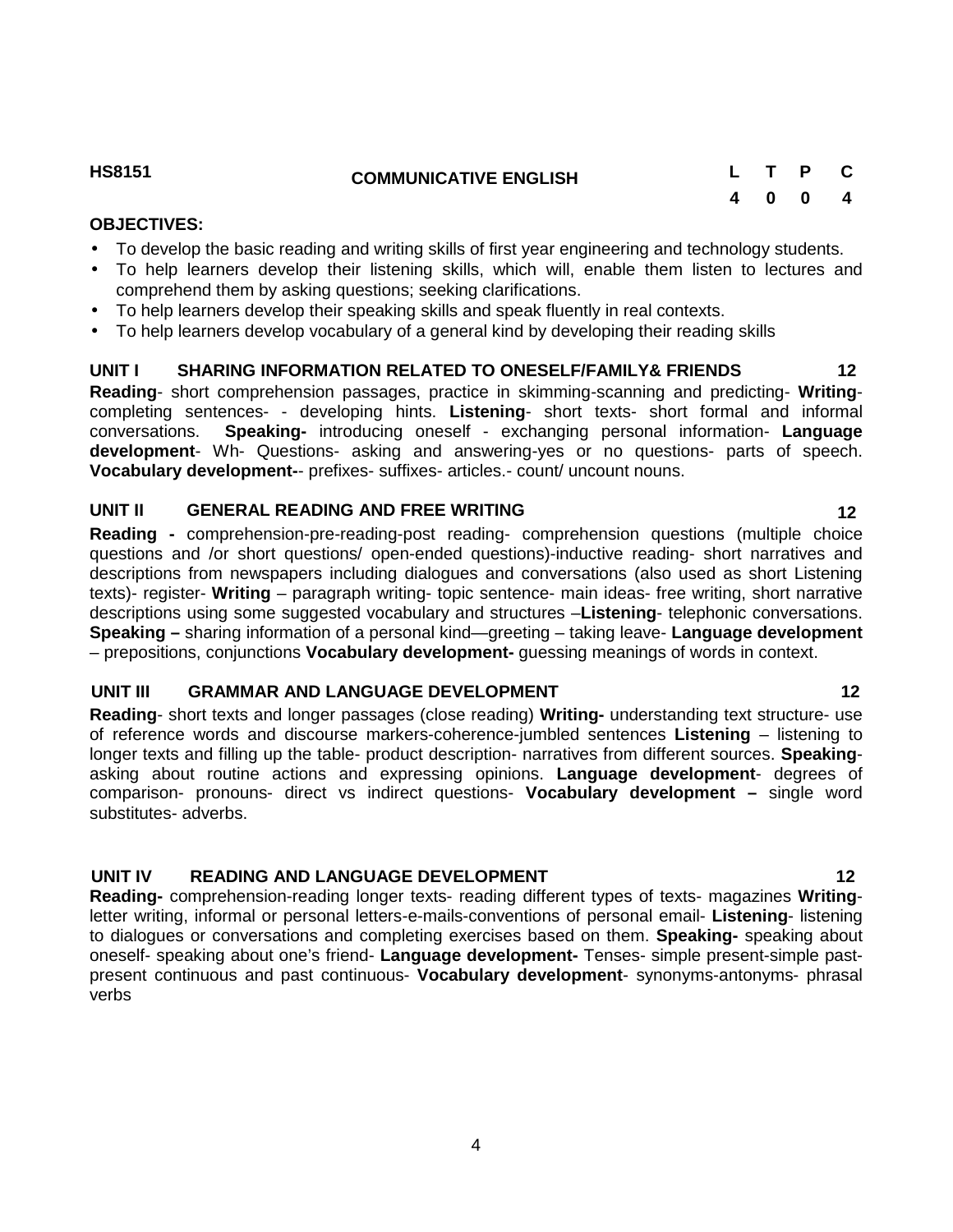**HS8151** **COMMUNICATIVE ENGLISH**

| L | T | P | C |
|---|---|---|---|
| 4 | 0 | 0 | 4 |

**OBJECTIVES:**

- To develop the basic reading and writing skills of first year engineering and technology students.
- To help learners develop their listening skills, which will, enable them listen to lectures and comprehend them by asking questions; seeking clarifications.
- To help learners develop their speaking skills and speak fluently in real contexts.
- To help learners develop vocabulary of a general kind by developing their reading skills

**UNIT I SHARING INFORMATION RELATED TO ONESELF/FAMILY& FRIENDS 12**

**Reading**- short comprehension passages, practice in skimming-scanning and predicting- **Writing**- completing sentences- - developing hints. **Listening**- short texts- short formal and informal conversations. **Speaking-** introducing oneself - exchanging personal information- **Language development**- Wh- Questions- asking and answering-yes or no questions- parts of speech. **Vocabulary development-**- prefixes- suffixes- articles.- count/ uncount nouns.

**UNIT II GENERAL READING AND FREE WRITING 12**

**Reading -** comprehension-pre-reading-post reading- comprehension questions (multiple choice questions and /or short questions/ open-ended questions)-inductive reading- short narratives and descriptions from newspapers including dialogues and conversations (also used as short Listening texts)- register- **Writing** – paragraph writing- topic sentence- main ideas- free writing, short narrative descriptions using some suggested vocabulary and structures –**Listening**- telephonic conversations. **Speaking –** sharing information of a personal kind—greeting – taking leave- **Language development** – prepositions, conjunctions **Vocabulary development-** guessing meanings of words in context.

**UNIT III GRAMMAR AND LANGUAGE DEVELOPMENT 12**

**Reading**- short texts and longer passages (close reading) **Writing-** understanding text structure- use of reference words and discourse markers-coherence-jumbled sentences **Listening** – listening to longer texts and filling up the table- product description- narratives from different sources. **Speaking**- asking about routine actions and expressing opinions. **Language development**- degrees of comparison- pronouns- direct vs indirect questions- **Vocabulary development –** single word substitutes- adverbs.

**UNIT IV READING AND LANGUAGE DEVELOPMENT 12**

**Reading-** comprehension-reading longer texts- reading different types of texts- magazines **Writing**- letter writing, informal or personal letters-e-mails-conventions of personal email- **Listening**- listening to dialogues or conversations and completing exercises based on them. **Speaking-** speaking about oneself- speaking about one's friend- **Language development-** Tenses- simple present-simple past-present continuous and past continuous- **Vocabulary development**- synonyms-antonyms- phrasal verbs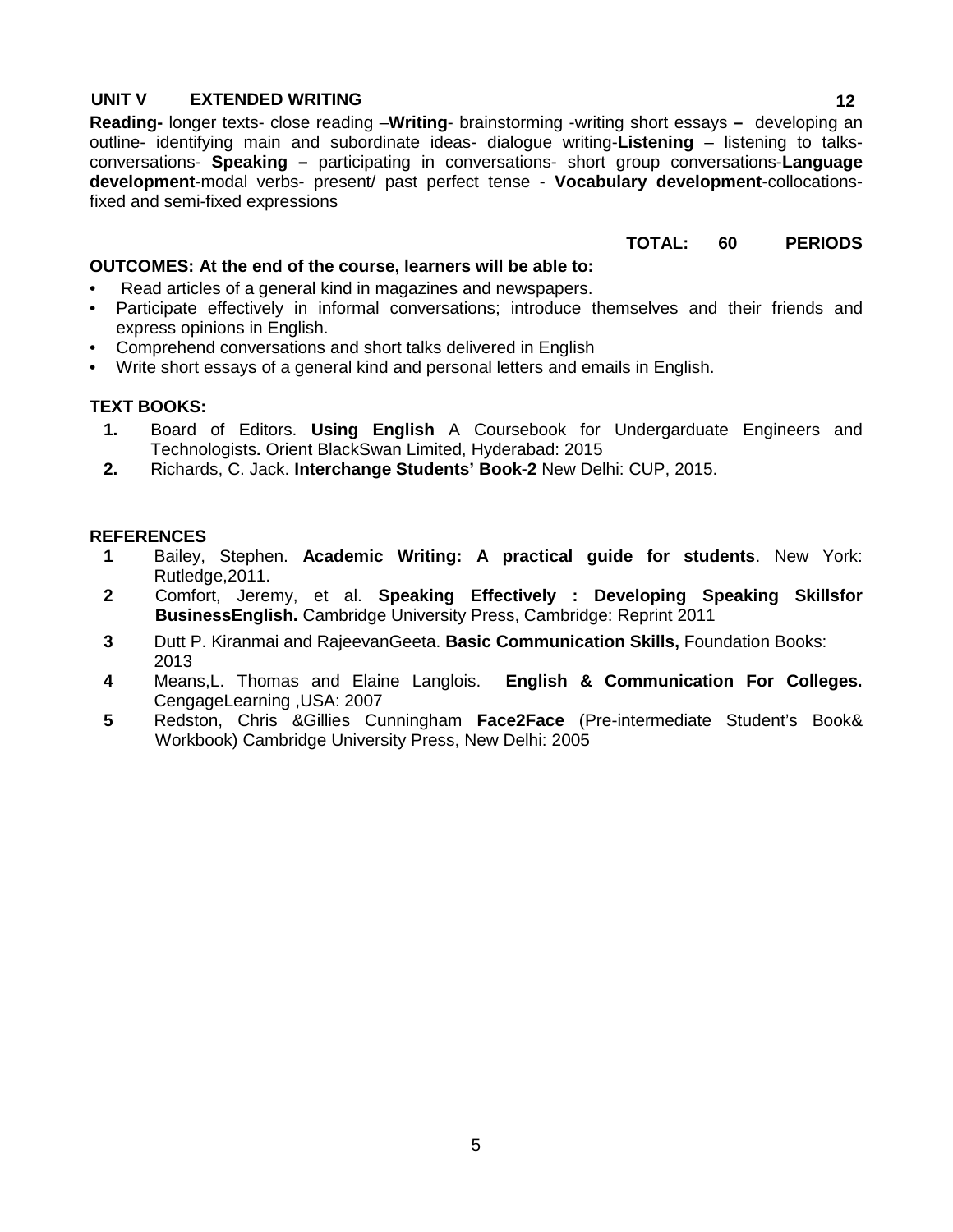**UNIT V EXTENDED WRITING** **12**

**Reading-** longer texts- close reading –**Writing**- brainstorming -writing short essays **–** developing an outline- identifying main and subordinate ideas- dialogue writing-**Listening** – listening to talks-conversations- **Speaking –** participating in conversations- short group conversations-**Language development**-modal verbs- present/ past perfect tense - **Vocabulary development**-collocations-fixed and semi-fixed expressions

**TOTAL: 60 PERIODS**

**OUTCOMES: At the end of the course, learners will be able to:**

- Read articles of a general kind in magazines and newspapers.
- Participate effectively in informal conversations; introduce themselves and their friends and express opinions in English.
- Comprehend conversations and short talks delivered in English
- Write short essays of a general kind and personal letters and emails in English.

**TEXT BOOKS:**

1. Board of Editors. **Using English** A Coursebook for Undergarduate Engineers and Technologists**.** Orient BlackSwan Limited, Hyderabad: 2015
2. Richards, C. Jack. **Interchange Students' Book-2** New Delhi: CUP, 2015.

**REFERENCES**

1. Bailey, Stephen. **Academic Writing: A practical guide for students**. New York: Rutledge,2011.
2. Comfort, Jeremy, et al. **Speaking Effectively : Developing Speaking Skillsfor BusinessEnglish.** Cambridge University Press, Cambridge: Reprint 2011
3. Dutt P. Kiranmai and RajeevanGeeta. **Basic Communication Skills,** Foundation Books: 2013
4. Means,L. Thomas and Elaine Langlois. **English & Communication For Colleges.** CengageLearning ,USA: 2007
5. Redston, Chris &Gillies Cunningham **Face2Face** (Pre-intermediate Student's Book& Workbook) Cambridge University Press, New Delhi: 2005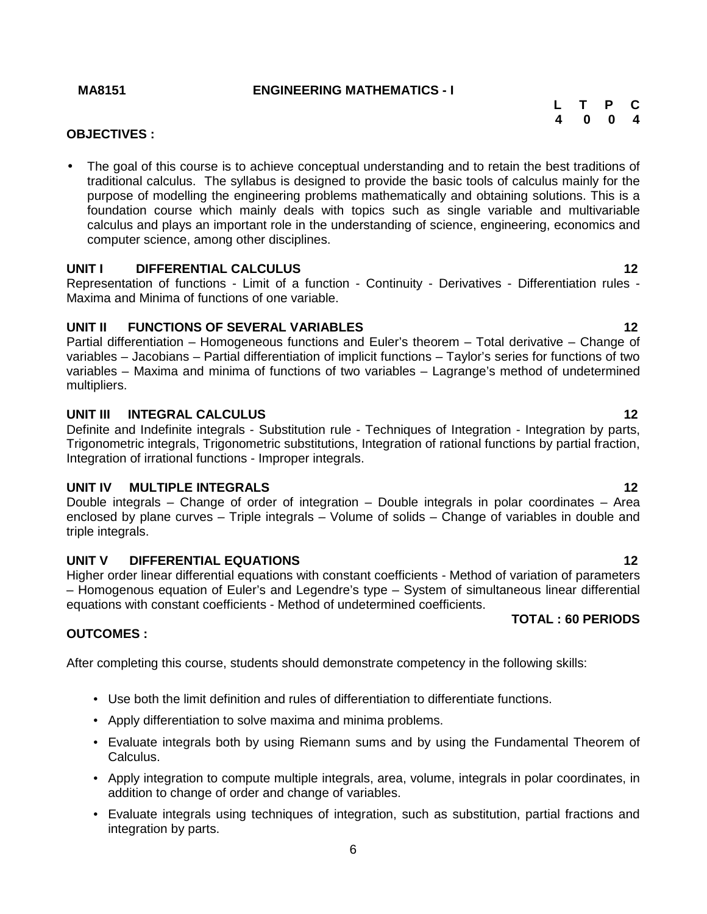**MA8151 ENGINEERING MATHEMATICS - I**

| L | T | P | C |
|---|---|---|---|
| 4 | 0 | 0 | 4 |

**OBJECTIVES :**

- The goal of this course is to achieve conceptual understanding and to retain the best traditions of traditional calculus. The syllabus is designed to provide the basic tools of calculus mainly for the purpose of modelling the engineering problems mathematically and obtaining solutions. This is a foundation course which mainly deals with topics such as single variable and multivariable calculus and plays an important role in the understanding of science, engineering, economics and computer science, among other disciplines.

**UNIT I DIFFERENTIAL CALCULUS 12**

Representation of functions - Limit of a function - Continuity - Derivatives - Differentiation rules - Maxima and Minima of functions of one variable.

**UNIT II FUNCTIONS OF SEVERAL VARIABLES 12**

Partial differentiation – Homogeneous functions and Euler's theorem – Total derivative – Change of variables – Jacobians – Partial differentiation of implicit functions – Taylor's series for functions of two variables – Maxima and minima of functions of two variables – Lagrange's method of undetermined multipliers.

**UNIT III INTEGRAL CALCULUS 12**

Definite and Indefinite integrals - Substitution rule - Techniques of Integration - Integration by parts, Trigonometric integrals, Trigonometric substitutions, Integration of rational functions by partial fraction, Integration of irrational functions - Improper integrals.

**UNIT IV MULTIPLE INTEGRALS 12**

Double integrals – Change of order of integration – Double integrals in polar coordinates – Area enclosed by plane curves – Triple integrals – Volume of solids – Change of variables in double and triple integrals.

**UNIT V DIFFERENTIAL EQUATIONS 12**

Higher order linear differential equations with constant coefficients - Method of variation of parameters – Homogenous equation of Euler's and Legendre's type – System of simultaneous linear differential equations with constant coefficients - Method of undetermined coefficients.

**TOTAL : 60 PERIODS**

**OUTCOMES :**

After completing this course, students should demonstrate competency in the following skills:

- Use both the limit definition and rules of differentiation to differentiate functions.
- Apply differentiation to solve maxima and minima problems.
- Evaluate integrals both by using Riemann sums and by using the Fundamental Theorem of Calculus.
- Apply integration to compute multiple integrals, area, volume, integrals in polar coordinates, in addition to change of order and change of variables.
- Evaluate integrals using techniques of integration, such as substitution, partial fractions and integration by parts.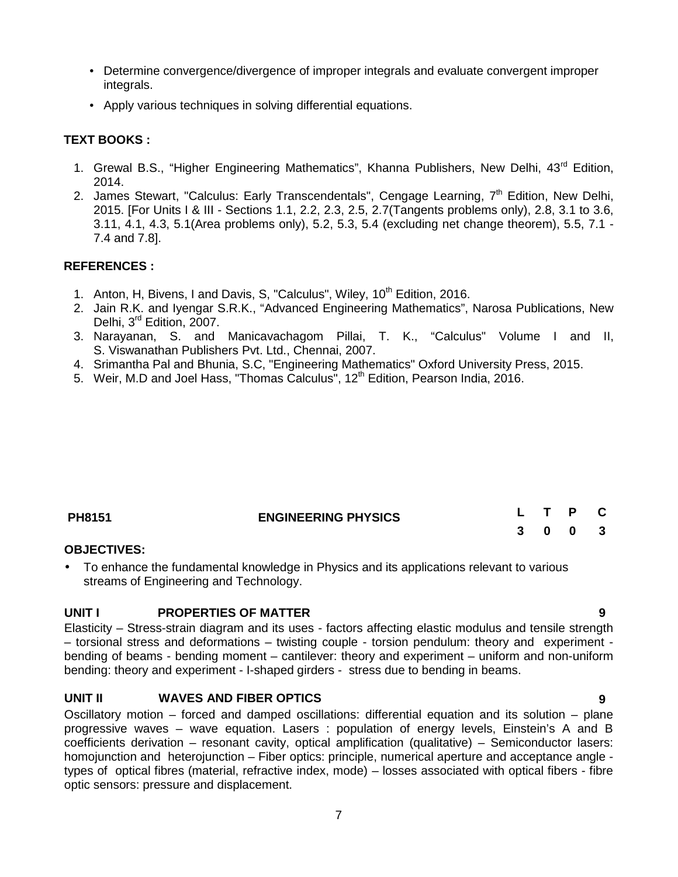- Determine convergence/divergence of improper integrals and evaluate convergent improper integrals.
- Apply various techniques in solving differential equations.

**TEXT BOOKS :**

1. Grewal B.S., "Higher Engineering Mathematics", Khanna Publishers, New Delhi, 43rd Edition, 2014.
2. James Stewart, "Calculus: Early Transcendentals", Cengage Learning, 7th Edition, New Delhi, 2015. [For Units I & III - Sections 1.1, 2.2, 2.3, 2.5, 2.7(Tangents problems only), 2.8, 3.1 to 3.6, 3.11, 4.1, 4.3, 5.1(Area problems only), 5.2, 5.3, 5.4 (excluding net change theorem), 5.5, 7.1 - 7.4 and 7.8].

**REFERENCES :**

1. Anton, H, Bivens, I and Davis, S, "Calculus", Wiley, 10th Edition, 2016.
2. Jain R.K. and Iyengar S.R.K., "Advanced Engineering Mathematics", Narosa Publications, New Delhi, 3rd Edition, 2007.
3. Narayanan, S. and Manicavachagom Pillai, T. K., "Calculus" Volume I and II, S. Viswanathan Publishers Pvt. Ltd., Chennai, 2007.
4. Srimantha Pal and Bhunia, S.C, "Engineering Mathematics" Oxford University Press, 2015.
5. Weir, M.D and Joel Hass, "Thomas Calculus", 12th Edition, Pearson India, 2016.

| PH8151 | ENGINEERING PHYSICS | L | T | P | C |
|---|---|---|---|---|---|
| | | 3 | 0 | 0 | 3 |

**OBJECTIVES:**

- To enhance the fundamental knowledge in Physics and its applications relevant to various streams of Engineering and Technology.

**UNIT I PROPERTIES OF MATTER 9**

Elasticity – Stress-strain diagram and its uses - factors affecting elastic modulus and tensile strength – torsional stress and deformations – twisting couple - torsion pendulum: theory and experiment - bending of beams - bending moment – cantilever: theory and experiment – uniform and non-uniform bending: theory and experiment - I-shaped girders - stress due to bending in beams.

**UNIT II WAVES AND FIBER OPTICS 9**

Oscillatory motion – forced and damped oscillations: differential equation and its solution – plane progressive waves – wave equation. Lasers : population of energy levels, Einstein's A and B coefficients derivation – resonant cavity, optical amplification (qualitative) – Semiconductor lasers: homojunction and heterojunction – Fiber optics: principle, numerical aperture and acceptance angle - types of optical fibres (material, refractive index, mode) – losses associated with optical fibers - fibre optic sensors: pressure and displacement.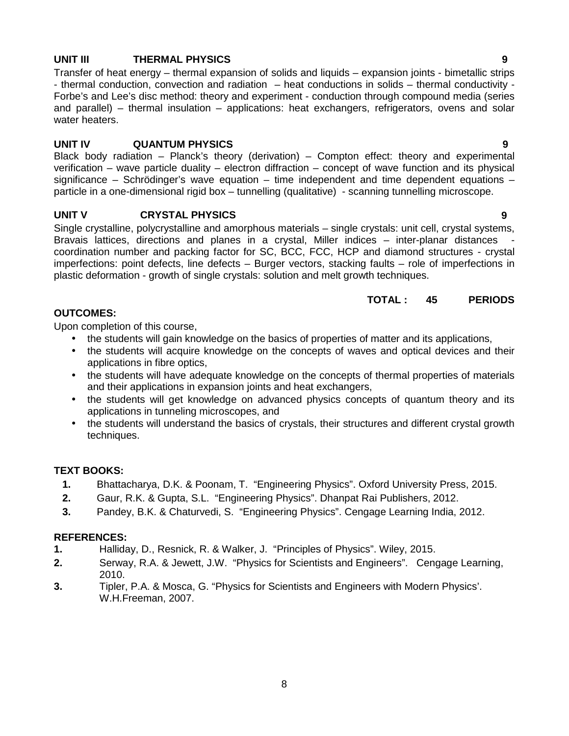**UNIT III THERMAL PHYSICS 9**

Transfer of heat energy – thermal expansion of solids and liquids – expansion joints - bimetallic strips - thermal conduction, convection and radiation – heat conductions in solids – thermal conductivity - Forbe's and Lee's disc method: theory and experiment - conduction through compound media (series and parallel) – thermal insulation – applications: heat exchangers, refrigerators, ovens and solar water heaters.

**UNIT IV QUANTUM PHYSICS 9**

Black body radiation – Planck's theory (derivation) – Compton effect: theory and experimental verification – wave particle duality – electron diffraction – concept of wave function and its physical significance – Schrödinger's wave equation – time independent and time dependent equations – particle in a one-dimensional rigid box – tunnelling (qualitative) - scanning tunnelling microscope.

**UNIT V CRYSTAL PHYSICS 9**

Single crystalline, polycrystalline and amorphous materials – single crystals: unit cell, crystal systems, Bravais lattices, directions and planes in a crystal, Miller indices – inter-planar distances - coordination number and packing factor for SC, BCC, FCC, HCP and diamond structures - crystal imperfections: point defects, line defects – Burger vectors, stacking faults – role of imperfections in plastic deformation - growth of single crystals: solution and melt growth techniques.

**TOTAL : 45 PERIODS**

**OUTCOMES:**

Upon completion of this course,

- the students will gain knowledge on the basics of properties of matter and its applications,
- the students will acquire knowledge on the concepts of waves and optical devices and their applications in fibre optics,
- the students will have adequate knowledge on the concepts of thermal properties of materials and their applications in expansion joints and heat exchangers,
- the students will get knowledge on advanced physics concepts of quantum theory and its applications in tunneling microscopes, and
- the students will understand the basics of crystals, their structures and different crystal growth techniques.

**TEXT BOOKS:**

1. Bhattacharya, D.K. & Poonam, T. "Engineering Physics". Oxford University Press, 2015.
2. Gaur, R.K. & Gupta, S.L. "Engineering Physics". Dhanpat Rai Publishers, 2012.
3. Pandey, B.K. & Chaturvedi, S. "Engineering Physics". Cengage Learning India, 2012.

**REFERENCES:**

1. Halliday, D., Resnick, R. & Walker, J. "Principles of Physics". Wiley, 2015.
2. Serway, R.A. & Jewett, J.W. "Physics for Scientists and Engineers". Cengage Learning, 2010.
3. Tipler, P.A. & Mosca, G. "Physics for Scientists and Engineers with Modern Physics'. W.H.Freeman, 2007.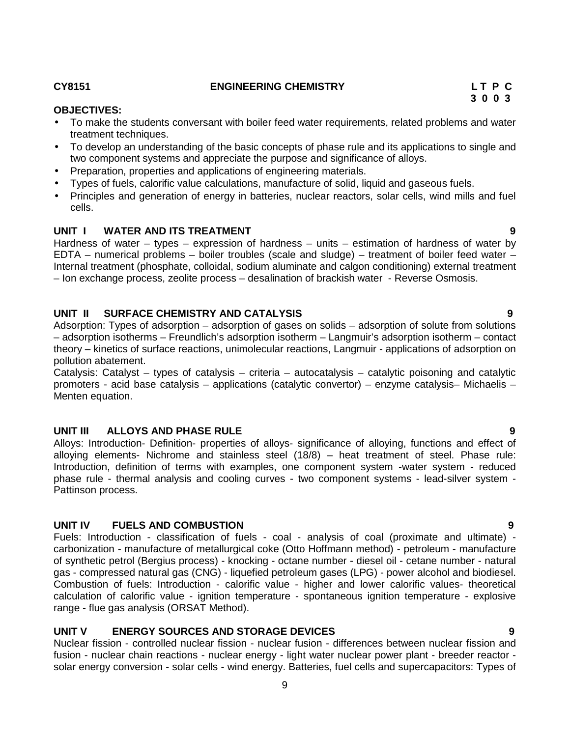**CY8151 ENGINEERING CHEMISTRY**

| L | T | P | C |
|---|---|---|---|
| 3 | 0 | 0 | 3 |

**OBJECTIVES:**

- To make the students conversant with boiler feed water requirements, related problems and water treatment techniques.
- To develop an understanding of the basic concepts of phase rule and its applications to single and two component systems and appreciate the purpose and significance of alloys.
- Preparation, properties and applications of engineering materials.
- Types of fuels, calorific value calculations, manufacture of solid, liquid and gaseous fuels.
- Principles and generation of energy in batteries, nuclear reactors, solar cells, wind mills and fuel cells.

**UNIT I WATER AND ITS TREATMENT 9**

Hardness of water – types – expression of hardness – units – estimation of hardness of water by EDTA – numerical problems – boiler troubles (scale and sludge) – treatment of boiler feed water – Internal treatment (phosphate, colloidal, sodium aluminate and calgon conditioning) external treatment – Ion exchange process, zeolite process – desalination of brackish water - Reverse Osmosis.

**UNIT II SURFACE CHEMISTRY AND CATALYSIS 9**

Adsorption: Types of adsorption – adsorption of gases on solids – adsorption of solute from solutions – adsorption isotherms – Freundlich's adsorption isotherm – Langmuir's adsorption isotherm – contact theory – kinetics of surface reactions, unimolecular reactions, Langmuir - applications of adsorption on pollution abatement.

Catalysis: Catalyst – types of catalysis – criteria – autocatalysis – catalytic poisoning and catalytic promoters - acid base catalysis – applications (catalytic convertor) – enzyme catalysis– Michaelis – Menten equation.

**UNIT III ALLOYS AND PHASE RULE 9**

Alloys: Introduction- Definition- properties of alloys- significance of alloying, functions and effect of alloying elements- Nichrome and stainless steel (18/8) – heat treatment of steel. Phase rule: Introduction, definition of terms with examples, one component system -water system - reduced phase rule - thermal analysis and cooling curves - two component systems - lead-silver system - Pattinson process.

**UNIT IV FUELS AND COMBUSTION 9**

Fuels: Introduction - classification of fuels - coal - analysis of coal (proximate and ultimate) - carbonization - manufacture of metallurgical coke (Otto Hoffmann method) - petroleum - manufacture of synthetic petrol (Bergius process) - knocking - octane number - diesel oil - cetane number - natural gas - compressed natural gas (CNG) - liquefied petroleum gases (LPG) - power alcohol and biodiesel. Combustion of fuels: Introduction - calorific value - higher and lower calorific values- theoretical calculation of calorific value - ignition temperature - spontaneous ignition temperature - explosive range - flue gas analysis (ORSAT Method).

**UNIT V ENERGY SOURCES AND STORAGE DEVICES 9**

Nuclear fission - controlled nuclear fission - nuclear fusion - differences between nuclear fission and fusion - nuclear chain reactions - nuclear energy - light water nuclear power plant - breeder reactor - solar energy conversion - solar cells - wind energy. Batteries, fuel cells and supercapacitors: Types of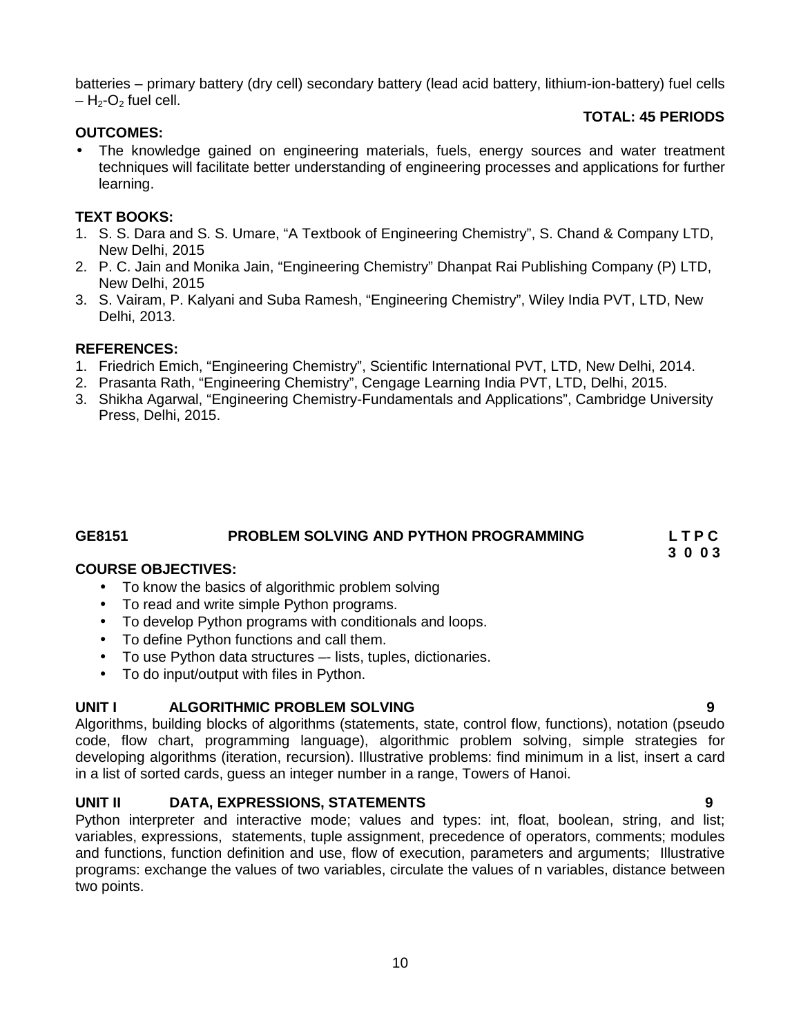batteries – primary battery (dry cell) secondary battery (lead acid battery, lithium-ion-battery) fuel cells – $H_2$-$O_2$ fuel cell.

**TOTAL: 45 PERIODS**

**OUTCOMES:**

- The knowledge gained on engineering materials, fuels, energy sources and water treatment techniques will facilitate better understanding of engineering processes and applications for further learning.

**TEXT BOOKS:**

1. S. S. Dara and S. S. Umare, "A Textbook of Engineering Chemistry", S. Chand & Company LTD, New Delhi, 2015
2. P. C. Jain and Monika Jain, "Engineering Chemistry" Dhanpat Rai Publishing Company (P) LTD, New Delhi, 2015
3. S. Vairam, P. Kalyani and Suba Ramesh, "Engineering Chemistry", Wiley India PVT, LTD, New Delhi, 2013.

**REFERENCES:**

1. Friedrich Emich, "Engineering Chemistry", Scientific International PVT, LTD, New Delhi, 2014.
2. Prasanta Rath, "Engineering Chemistry", Cengage Learning India PVT, LTD, Delhi, 2015.
3. Shikha Agarwal, "Engineering Chemistry-Fundamentals and Applications", Cambridge University Press, Delhi, 2015.

## GE8151 PROBLEM SOLVING AND PYTHON PROGRAMMING

**L T P C**
**3 0 0 3**

**COURSE OBJECTIVES:**

- To know the basics of algorithmic problem solving
- To read and write simple Python programs.
- To develop Python programs with conditionals and loops.
- To define Python functions and call them.
- To use Python data structures –- lists, tuples, dictionaries.
- To do input/output with files in Python.

### UNIT I ALGORITHMIC PROBLEM SOLVING 9

Algorithms, building blocks of algorithms (statements, state, control flow, functions), notation (pseudo code, flow chart, programming language), algorithmic problem solving, simple strategies for developing algorithms (iteration, recursion). Illustrative problems: find minimum in a list, insert a card in a list of sorted cards, guess an integer number in a range, Towers of Hanoi.

### UNIT II DATA, EXPRESSIONS, STATEMENTS 9

Python interpreter and interactive mode; values and types: int, float, boolean, string, and list; variables, expressions, statements, tuple assignment, precedence of operators, comments; modules and functions, function definition and use, flow of execution, parameters and arguments; Illustrative programs: exchange the values of two variables, circulate the values of n variables, distance between two points.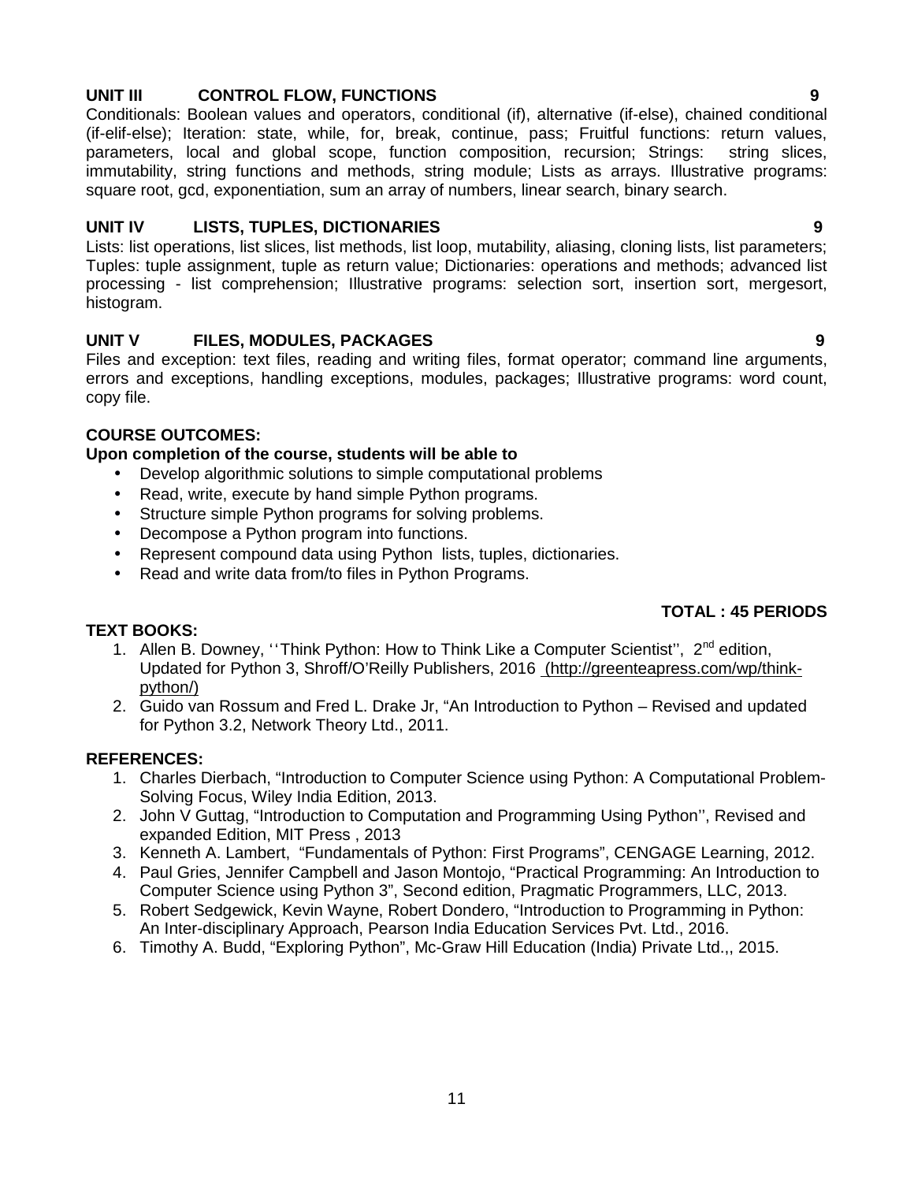## UNIT III CONTROL FLOW, FUNCTIONS 9

Conditionals: Boolean values and operators, conditional (if), alternative (if-else), chained conditional (if-elif-else); Iteration: state, while, for, break, continue, pass; Fruitful functions: return values, parameters, local and global scope, function composition, recursion; Strings: string slices, immutability, string functions and methods, string module; Lists as arrays. Illustrative programs: square root, gcd, exponentiation, sum an array of numbers, linear search, binary search.

## UNIT IV LISTS, TUPLES, DICTIONARIES 9

Lists: list operations, list slices, list methods, list loop, mutability, aliasing, cloning lists, list parameters; Tuples: tuple assignment, tuple as return value; Dictionaries: operations and methods; advanced list processing - list comprehension; Illustrative programs: selection sort, insertion sort, mergesort, histogram.

## UNIT V FILES, MODULES, PACKAGES 9

Files and exception: text files, reading and writing files, format operator; command line arguments, errors and exceptions, handling exceptions, modules, packages; Illustrative programs: word count, copy file.

**COURSE OUTCOMES:**

**Upon completion of the course, students will be able to**

- Develop algorithmic solutions to simple computational problems
- Read, write, execute by hand simple Python programs.
- Structure simple Python programs for solving problems.
- Decompose a Python program into functions.
- Represent compound data using Python lists, tuples, dictionaries.
- Read and write data from/to files in Python Programs.

**TOTAL : 45 PERIODS**

**TEXT BOOKS:**

1. Allen B. Downey, ''Think Python: How to Think Like a Computer Scientist'', 2nd edition, Updated for Python 3, Shroff/O'Reilly Publishers, 2016 (http://greenteapress.com/wp/think-python/)
2. Guido van Rossum and Fred L. Drake Jr, "An Introduction to Python – Revised and updated for Python 3.2, Network Theory Ltd., 2011.

**REFERENCES:**

1. Charles Dierbach, "Introduction to Computer Science using Python: A Computational Problem-Solving Focus, Wiley India Edition, 2013.
2. John V Guttag, "Introduction to Computation and Programming Using Python'', Revised and expanded Edition, MIT Press , 2013
3. Kenneth A. Lambert, "Fundamentals of Python: First Programs", CENGAGE Learning, 2012.
4. Paul Gries, Jennifer Campbell and Jason Montojo, "Practical Programming: An Introduction to Computer Science using Python 3", Second edition, Pragmatic Programmers, LLC, 2013.
5. Robert Sedgewick, Kevin Wayne, Robert Dondero, "Introduction to Programming in Python: An Inter-disciplinary Approach, Pearson India Education Services Pvt. Ltd., 2016.
6. Timothy A. Budd, "Exploring Python", Mc-Graw Hill Education (India) Private Ltd.,, 2015.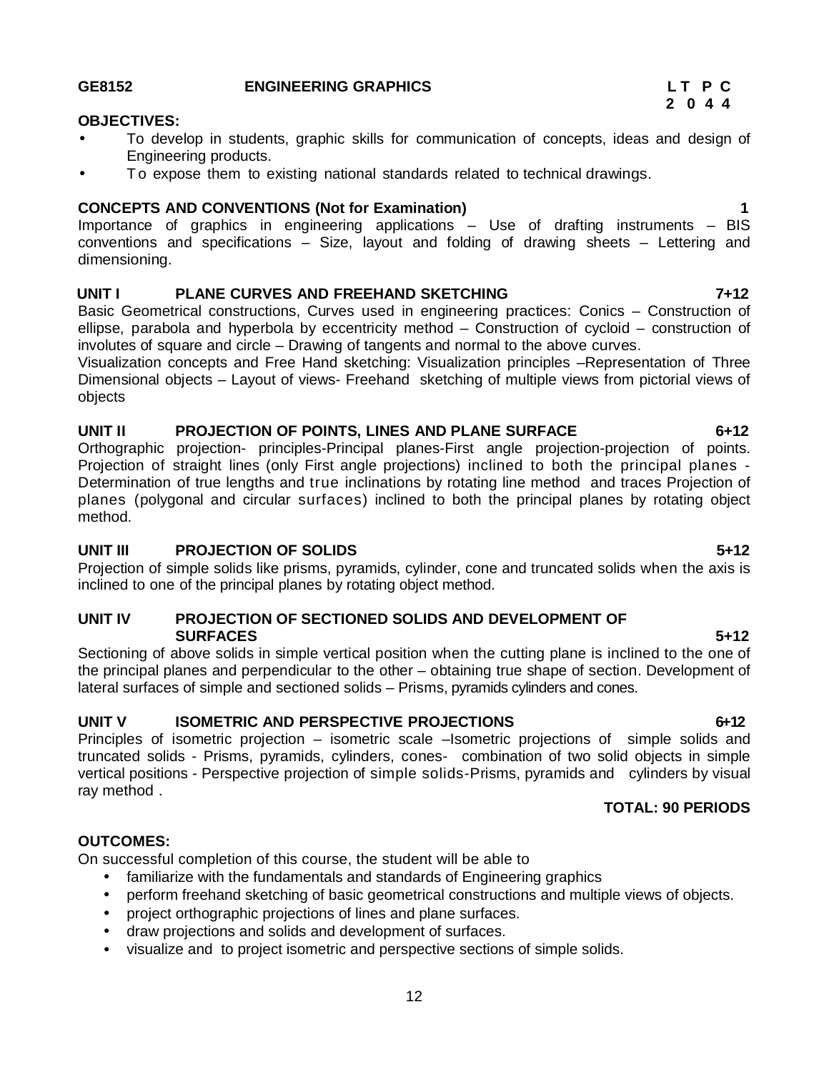**GE8152 ENGINEERING GRAPHICS**

| L | T | P | C |
|---|---|---|---|
| 2 | 0 | 4 | 4 |

**OBJECTIVES:**

- To develop in students, graphic skills for communication of concepts, ideas and design of Engineering products.
- To expose them to existing national standards related to technical drawings.

**CONCEPTS AND CONVENTIONS (Not for Examination) 1**

Importance of graphics in engineering applications – Use of drafting instruments – BIS conventions and specifications – Size, layout and folding of drawing sheets – Lettering and dimensioning.

**UNIT I PLANE CURVES AND FREEHAND SKETCHING 7+12**

Basic Geometrical constructions, Curves used in engineering practices: Conics – Construction of ellipse, parabola and hyperbola by eccentricity method – Construction of cycloid – construction of involutes of square and circle – Drawing of tangents and normal to the above curves.

Visualization concepts and Free Hand sketching: Visualization principles –Representation of Three Dimensional objects – Layout of views- Freehand sketching of multiple views from pictorial views of objects

**UNIT II PROJECTION OF POINTS, LINES AND PLANE SURFACE 6+12**

Orthographic projection- principles-Principal planes-First angle projection-projection of points. Projection of straight lines (only First angle projections) inclined to both the principal planes - Determination of true lengths and true inclinations by rotating line method and traces Projection of planes (polygonal and circular surfaces) inclined to both the principal planes by rotating object method.

**UNIT III PROJECTION OF SOLIDS 5+12**

Projection of simple solids like prisms, pyramids, cylinder, cone and truncated solids when the axis is inclined to one of the principal planes by rotating object method.

**UNIT IV PROJECTION OF SECTIONED SOLIDS AND DEVELOPMENT OF SURFACES 5+12**

Sectioning of above solids in simple vertical position when the cutting plane is inclined to the one of the principal planes and perpendicular to the other – obtaining true shape of section. Development of lateral surfaces of simple and sectioned solids – Prisms, pyramids cylinders and cones.

**UNIT V ISOMETRIC AND PERSPECTIVE PROJECTIONS 6+12**

Principles of isometric projection – isometric scale –Isometric projections of simple solids and truncated solids - Prisms, pyramids, cylinders, cones- combination of two solid objects in simple vertical positions - Perspective projection of simple solids-Prisms, pyramids and cylinders by visual ray method .

**TOTAL: 90 PERIODS**

**OUTCOMES:**

On successful completion of this course, the student will be able to

- familiarize with the fundamentals and standards of Engineering graphics
- perform freehand sketching of basic geometrical constructions and multiple views of objects.
- project orthographic projections of lines and plane surfaces.
- draw projections and solids and development of surfaces.
- visualize and to project isometric and perspective sections of simple solids.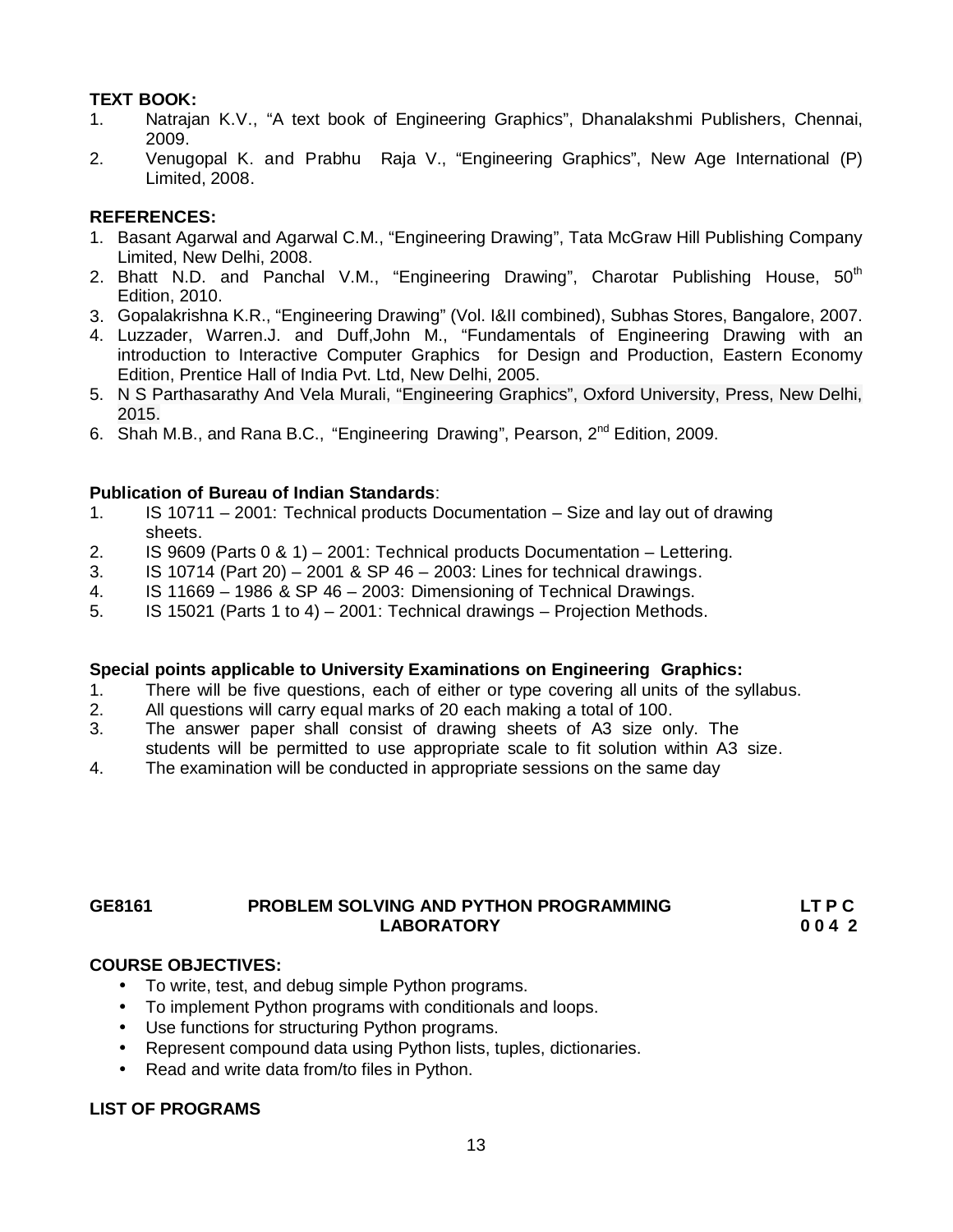**TEXT BOOK:**

1. Natrajan K.V., "A text book of Engineering Graphics", Dhanalakshmi Publishers, Chennai, 2009.
2. Venugopal K. and Prabhu Raja V., "Engineering Graphics", New Age International (P) Limited, 2008.

**REFERENCES:**

1. Basant Agarwal and Agarwal C.M., "Engineering Drawing", Tata McGraw Hill Publishing Company Limited, New Delhi, 2008.
2. Bhatt N.D. and Panchal V.M., "Engineering Drawing", Charotar Publishing House, 50th Edition, 2010.
3. Gopalakrishna K.R., "Engineering Drawing" (Vol. I&II combined), Subhas Stores, Bangalore, 2007.
4. Luzzader, Warren.J. and Duff,John M., "Fundamentals of Engineering Drawing with an introduction to Interactive Computer Graphics for Design and Production, Eastern Economy Edition, Prentice Hall of India Pvt. Ltd, New Delhi, 2005.
5. N S Parthasarathy And Vela Murali, "Engineering Graphics", Oxford University, Press, New Delhi, 2015.
6. Shah M.B., and Rana B.C., "Engineering Drawing", Pearson, 2nd Edition, 2009.

**Publication of Bureau of Indian Standards**:

1. IS 10711 – 2001: Technical products Documentation – Size and lay out of drawing sheets.
2. IS 9609 (Parts 0 & 1) – 2001: Technical products Documentation – Lettering.
3. IS 10714 (Part 20) – 2001 & SP 46 – 2003: Lines for technical drawings.
4. IS 11669 – 1986 & SP 46 – 2003: Dimensioning of Technical Drawings.
5. IS 15021 (Parts 1 to 4) – 2001: Technical drawings – Projection Methods.

**Special points applicable to University Examinations on Engineering Graphics:**

1. There will be five questions, each of either or type covering all units of the syllabus.
2. All questions will carry equal marks of 20 each making a total of 100.
3. The answer paper shall consist of drawing sheets of A3 size only. The students will be permitted to use appropriate scale to fit solution within A3 size.
4. The examination will be conducted in appropriate sessions on the same day

## GE8161 PROBLEM SOLVING AND PYTHON PROGRAMMING LABORATORY

**L T P C**
**0 0 4 2**

**COURSE OBJECTIVES:**

- To write, test, and debug simple Python programs.
- To implement Python programs with conditionals and loops.
- Use functions for structuring Python programs.
- Represent compound data using Python lists, tuples, dictionaries.
- Read and write data from/to files in Python.

**LIST OF PROGRAMS**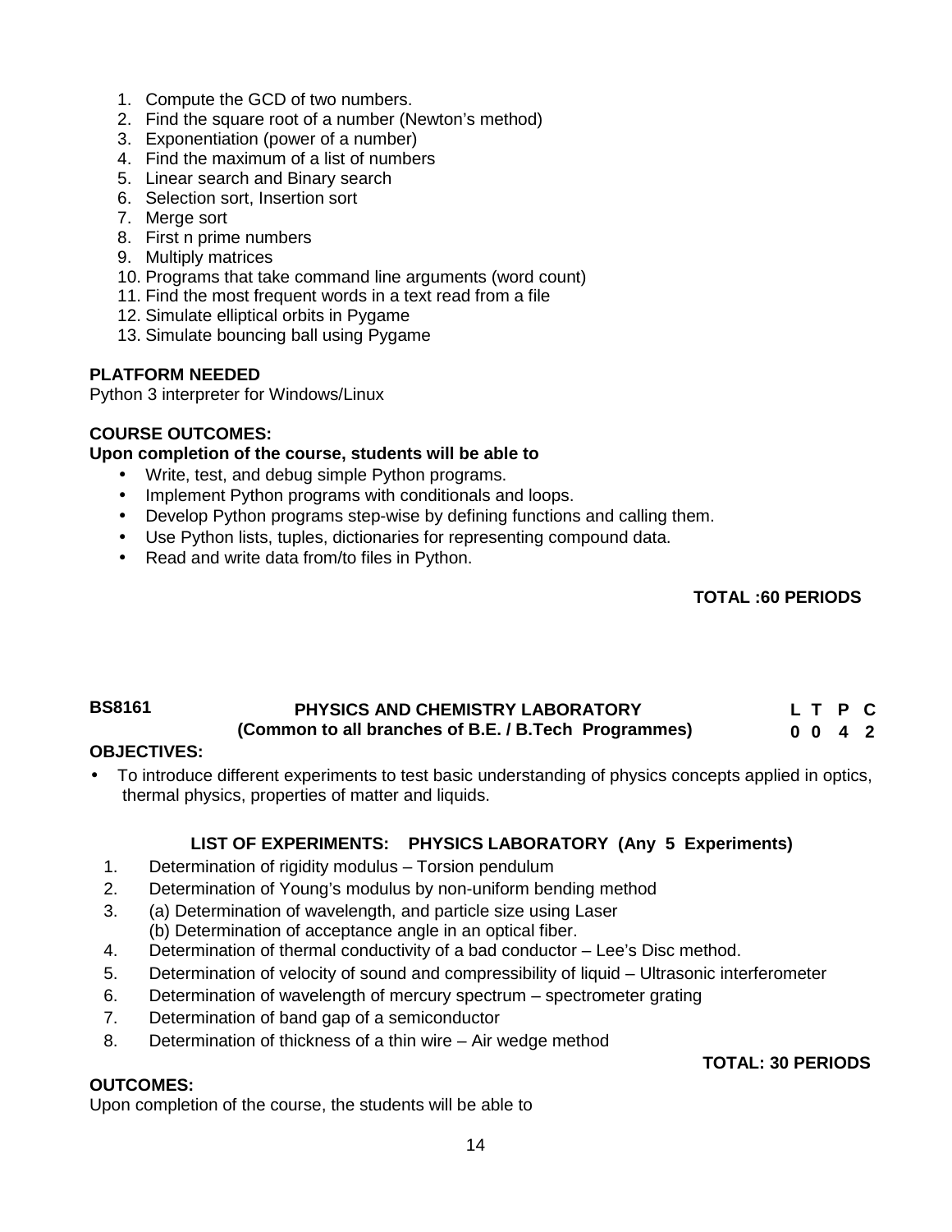1. Compute the GCD of two numbers.
2. Find the square root of a number (Newton's method)
3. Exponentiation (power of a number)
4. Find the maximum of a list of numbers
5. Linear search and Binary search
6. Selection sort, Insertion sort
7. Merge sort
8. First n prime numbers
9. Multiply matrices
10. Programs that take command line arguments (word count)
11. Find the most frequent words in a text read from a file
12. Simulate elliptical orbits in Pygame
13. Simulate bouncing ball using Pygame

**PLATFORM NEEDED**
Python 3 interpreter for Windows/Linux

**COURSE OUTCOMES:**
**Upon completion of the course, students will be able to**

- Write, test, and debug simple Python programs.
- Implement Python programs with conditionals and loops.
- Develop Python programs step-wise by defining functions and calling them.
- Use Python lists, tuples, dictionaries for representing compound data.
- Read and write data from/to files in Python.

**TOTAL :60 PERIODS**

**BS8161 PHYSICS AND CHEMISTRY LABORATORY**
**(Common to all branches of B.E. / B.Tech Programmes)**

| L | T | P | C |
|---|---|---|---|
| 0 | 0 | 4 | 2 |

**OBJECTIVES:**

- To introduce different experiments to test basic understanding of physics concepts applied in optics, thermal physics, properties of matter and liquids.

**LIST OF EXPERIMENTS: PHYSICS LABORATORY (Any 5 Experiments)**

1. Determination of rigidity modulus – Torsion pendulum
2. Determination of Young's modulus by non-uniform bending method
3. (a) Determination of wavelength, and particle size using Laser
   (b) Determination of acceptance angle in an optical fiber.
4. Determination of thermal conductivity of a bad conductor – Lee's Disc method.
5. Determination of velocity of sound and compressibility of liquid – Ultrasonic interferometer
6. Determination of wavelength of mercury spectrum – spectrometer grating
7. Determination of band gap of a semiconductor
8. Determination of thickness of a thin wire – Air wedge method

**TOTAL: 30 PERIODS**

**OUTCOMES:**
Upon completion of the course, the students will be able to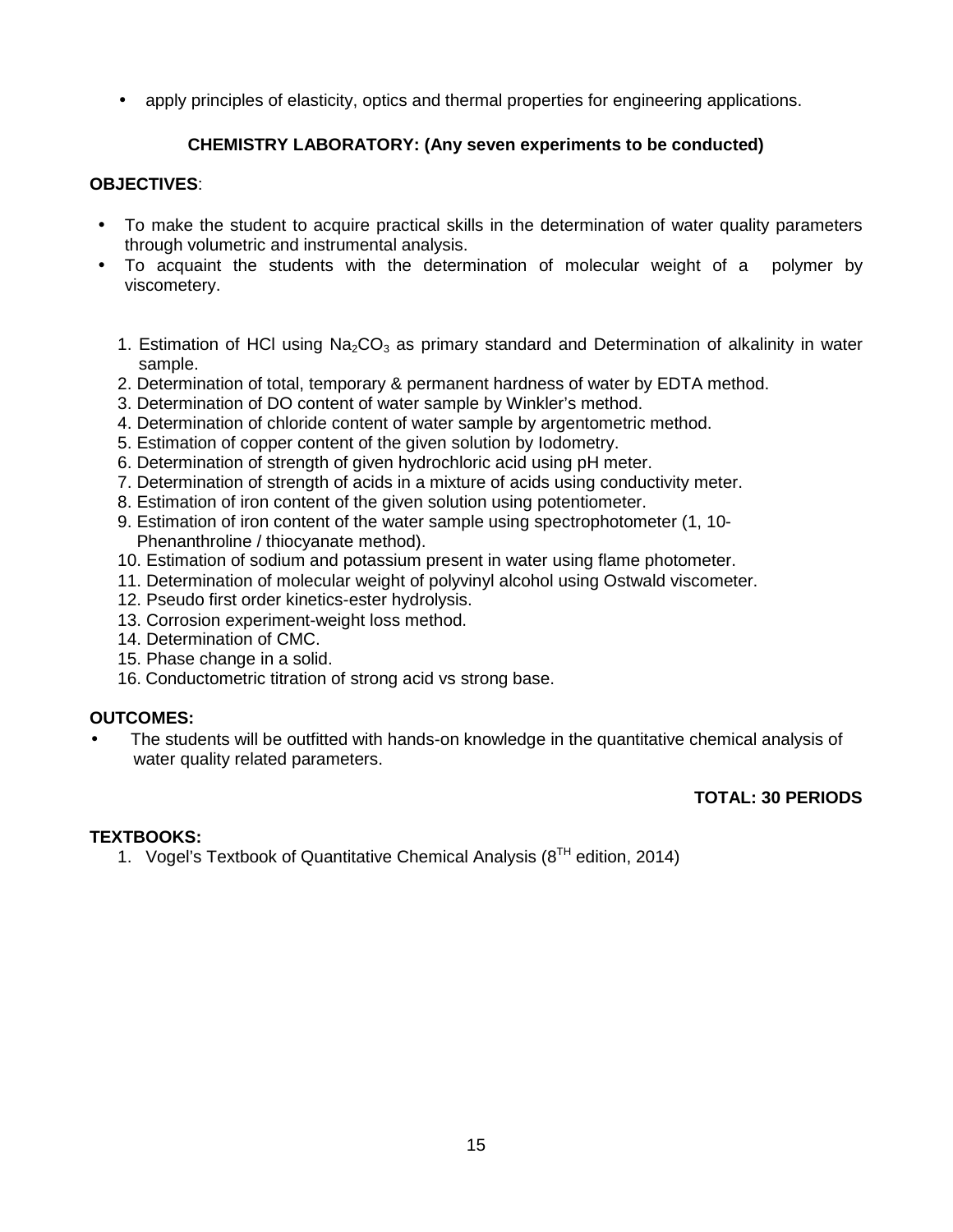- apply principles of elasticity, optics and thermal properties for engineering applications.

## CHEMISTRY LABORATORY: (Any seven experiments to be conducted)

**OBJECTIVES**:

- To make the student to acquire practical skills in the determination of water quality parameters through volumetric and instrumental analysis.
- To acquaint the students with the determination of molecular weight of a polymer by viscometery.

1. Estimation of HCl using $Na_2CO_3$ as primary standard and Determination of alkalinity in water sample.
2. Determination of total, temporary & permanent hardness of water by EDTA method.
3. Determination of DO content of water sample by Winkler's method.
4. Determination of chloride content of water sample by argentometric method.
5. Estimation of copper content of the given solution by Iodometry.
6. Determination of strength of given hydrochloric acid using pH meter.
7. Determination of strength of acids in a mixture of acids using conductivity meter.
8. Estimation of iron content of the given solution using potentiometer.
9. Estimation of iron content of the water sample using spectrophotometer (1, 10-Phenanthroline / thiocyanate method).
10. Estimation of sodium and potassium present in water using flame photometer.
11. Determination of molecular weight of polyvinyl alcohol using Ostwald viscometer.
12. Pseudo first order kinetics-ester hydrolysis.
13. Corrosion experiment-weight loss method.
14. Determination of CMC.
15. Phase change in a solid.
16. Conductometric titration of strong acid vs strong base.

**OUTCOMES:**

- The students will be outfitted with hands-on knowledge in the quantitative chemical analysis of water quality related parameters.

**TOTAL: 30 PERIODS**

**TEXTBOOKS:**

1. Vogel's Textbook of Quantitative Chemical Analysis ($8^{TH}$ edition, 2014)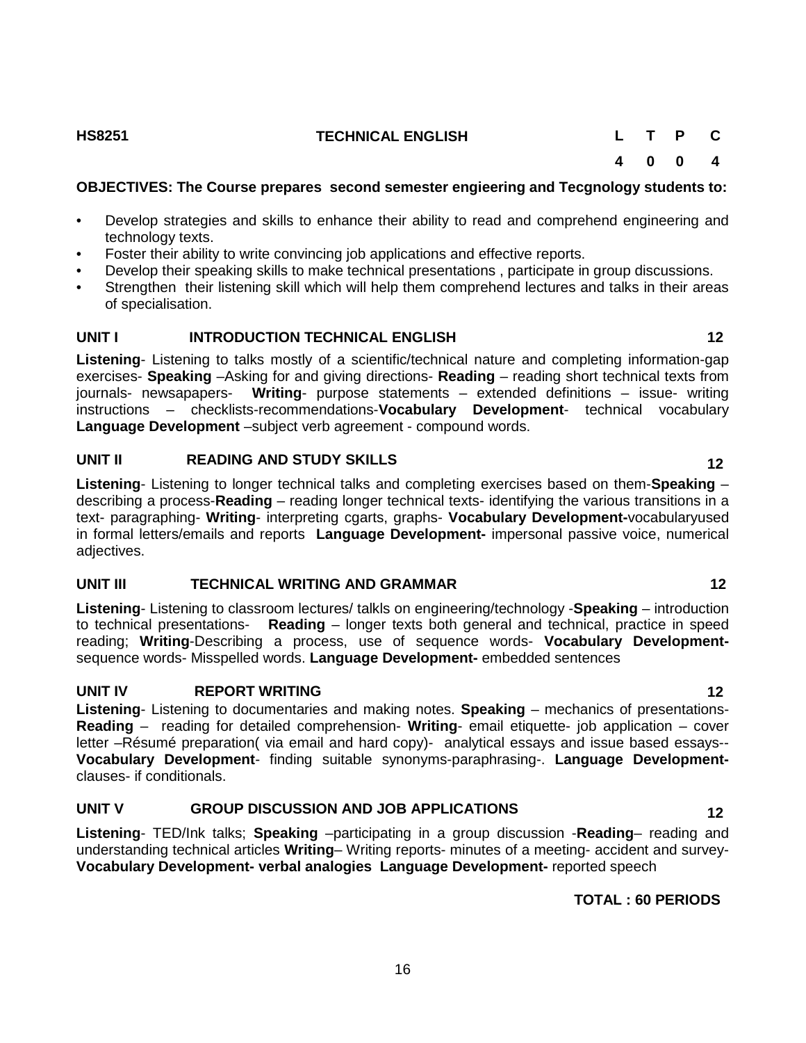**HS8251 TECHNICAL ENGLISH**

| L | T | P | C |
|---|---|---|---|
| 4 | 0 | 0 | 4 |

**OBJECTIVES: The Course prepares second semester engieering and Tecgnology students to:**

- Develop strategies and skills to enhance their ability to read and comprehend engineering and technology texts.
- Foster their ability to write convincing job applications and effective reports.
- Develop their speaking skills to make technical presentations , participate in group discussions.
- Strengthen their listening skill which will help them comprehend lectures and talks in their areas of specialisation.

### UNIT I INTRODUCTION TECHNICAL ENGLISH 12

**Listening**- Listening to talks mostly of a scientific/technical nature and completing information-gap exercises- **Speaking** –Asking for and giving directions- **Reading** – reading short technical texts from journals- newsapapers- **Writing**- purpose statements – extended definitions – issue- writing instructions – checklists-recommendations-**Vocabulary Development**- technical vocabulary **Language Development** –subject verb agreement - compound words.

### UNIT II READING AND STUDY SKILLS 12

**Listening**- Listening to longer technical talks and completing exercises based on them-**Speaking** – describing a process-**Reading** – reading longer technical texts- identifying the various transitions in a text- paragraphing- **Writing**- interpreting cgarts, graphs- **Vocabulary Development-**vocabularyused in formal letters/emails and reports **Language Development-** impersonal passive voice, numerical adjectives.

### UNIT III TECHNICAL WRITING AND GRAMMAR 12

**Listening**- Listening to classroom lectures/ talkls on engineering/technology -**Speaking** – introduction to technical presentations- **Reading** – longer texts both general and technical, practice in speed reading; **Writing**-Describing a process, use of sequence words- **Vocabulary Development-** sequence words- Misspelled words. **Language Development-** embedded sentences

### UNIT IV REPORT WRITING 12

**Listening**- Listening to documentaries and making notes. **Speaking** – mechanics of presentations- **Reading** – reading for detailed comprehension- **Writing**- email etiquette- job application – cover letter –Résumé preparation( via email and hard copy)- analytical essays and issue based essays-- **Vocabulary Development**- finding suitable synonyms-paraphrasing-. **Language Development-** clauses- if conditionals.

### UNIT V GROUP DISCUSSION AND JOB APPLICATIONS 12

**Listening**- TED/Ink talks; **Speaking** –participating in a group discussion -**Reading**– reading and understanding technical articles **Writing**– Writing reports- minutes of a meeting- accident and survey- **Vocabulary Development- verbal analogies Language Development-** reported speech

**TOTAL : 60 PERIODS**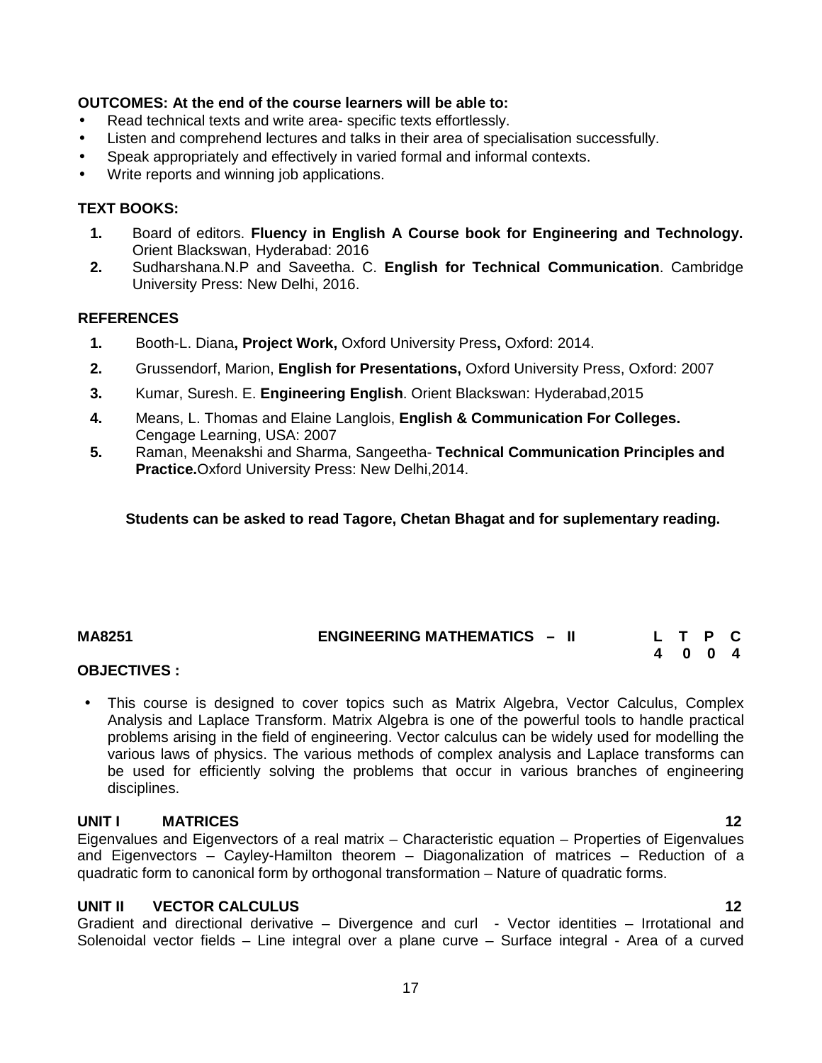**OUTCOMES: At the end of the course learners will be able to:**

- Read technical texts and write area- specific texts effortlessly.
- Listen and comprehend lectures and talks in their area of specialisation successfully.
- Speak appropriately and effectively in varied formal and informal contexts.
- Write reports and winning job applications.

**TEXT BOOKS:**

1. Board of editors. **Fluency in English A Course book for Engineering and Technology.** Orient Blackswan, Hyderabad: 2016
2. Sudharshana.N.P and Saveetha. C. **English for Technical Communication**. Cambridge University Press: New Delhi, 2016.

**REFERENCES**

1. Booth-L. Diana**, Project Work,** Oxford University Press**,** Oxford: 2014.
2. Grussendorf, Marion, **English for Presentations,** Oxford University Press, Oxford: 2007
3. Kumar, Suresh. E. **Engineering English**. Orient Blackswan: Hyderabad,2015
4. Means, L. Thomas and Elaine Langlois, **English & Communication For Colleges.** Cengage Learning, USA: 2007
5. Raman, Meenakshi and Sharma, Sangeetha- **Technical Communication Principles and Practice.**Oxford University Press: New Delhi,2014.

**Students can be asked to read Tagore, Chetan Bhagat and for suplementary reading.**

**MA8251 ENGINEERING MATHEMATICS – II**

| L | T | P | C |
|---|---|---|---|
| 4 | 0 | 0 | 4 |

**OBJECTIVES :**

- This course is designed to cover topics such as Matrix Algebra, Vector Calculus, Complex Analysis and Laplace Transform. Matrix Algebra is one of the powerful tools to handle practical problems arising in the field of engineering. Vector calculus can be widely used for modelling the various laws of physics. The various methods of complex analysis and Laplace transforms can be used for efficiently solving the problems that occur in various branches of engineering disciplines.

**UNIT I MATRICES 12**

Eigenvalues and Eigenvectors of a real matrix – Characteristic equation – Properties of Eigenvalues and Eigenvectors – Cayley-Hamilton theorem – Diagonalization of matrices – Reduction of a quadratic form to canonical form by orthogonal transformation – Nature of quadratic forms.

**UNIT II VECTOR CALCULUS 12**

Gradient and directional derivative – Divergence and curl - Vector identities – Irrotational and Solenoidal vector fields – Line integral over a plane curve – Surface integral - Area of a curved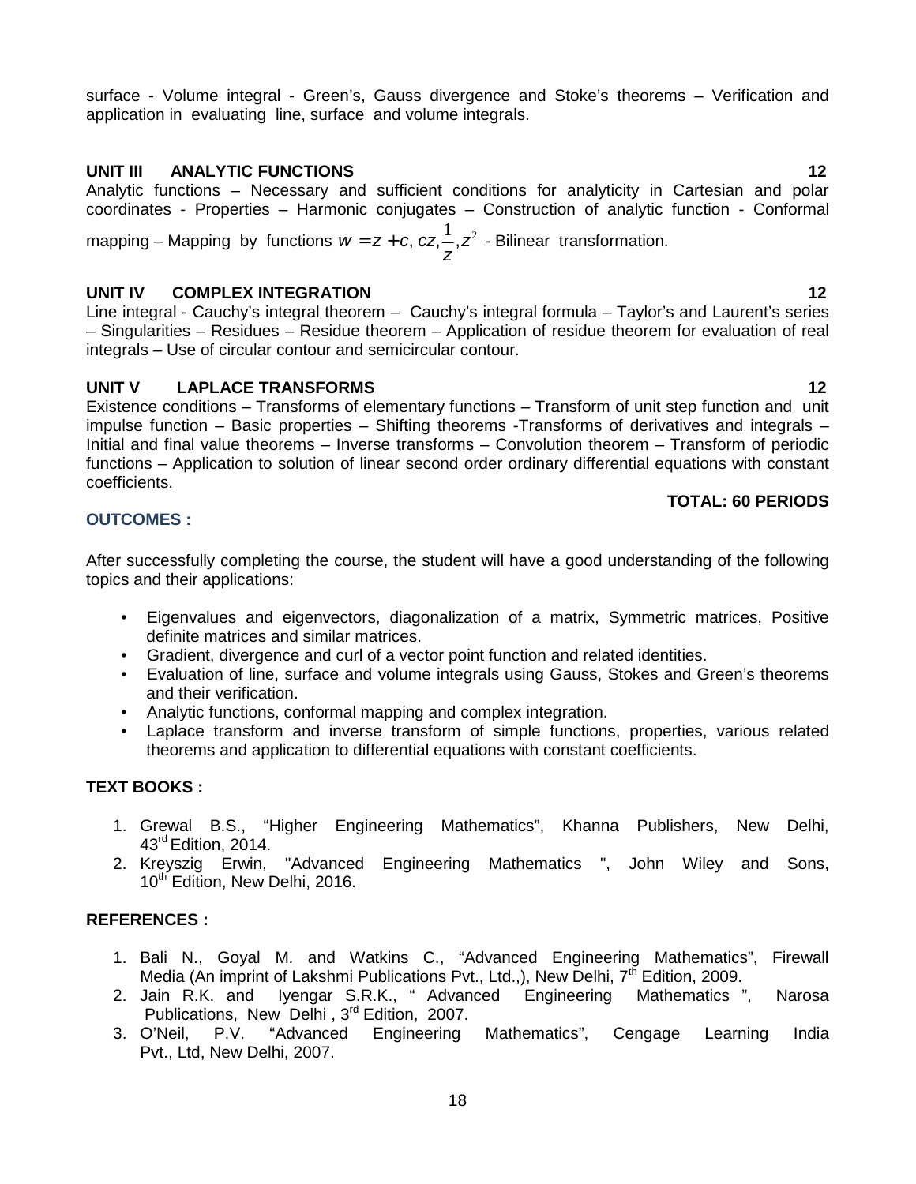surface - Volume integral - Green's, Gauss divergence and Stoke's theorems – Verification and application in evaluating line, surface and volume integrals.

**UNIT III ANALYTIC FUNCTIONS 12**

Analytic functions – Necessary and sufficient conditions for analyticity in Cartesian and polar coordinates - Properties – Harmonic conjugates – Construction of analytic function - Conformal mapping – Mapping by functions $w = z + c, cz, \frac{1}{z}, z^2$ - Bilinear transformation.

**UNIT IV COMPLEX INTEGRATION 12**

Line integral - Cauchy's integral theorem – Cauchy's integral formula – Taylor's and Laurent's series – Singularities – Residues – Residue theorem – Application of residue theorem for evaluation of real integrals – Use of circular contour and semicircular contour.

**UNIT V LAPLACE TRANSFORMS 12**

Existence conditions – Transforms of elementary functions – Transform of unit step function and unit impulse function – Basic properties – Shifting theorems -Transforms of derivatives and integrals – Initial and final value theorems – Inverse transforms – Convolution theorem – Transform of periodic functions – Application to solution of linear second order ordinary differential equations with constant coefficients.

**TOTAL: 60 PERIODS**

**OUTCOMES :**

After successfully completing the course, the student will have a good understanding of the following topics and their applications:

- Eigenvalues and eigenvectors, diagonalization of a matrix, Symmetric matrices, Positive definite matrices and similar matrices.
- Gradient, divergence and curl of a vector point function and related identities.
- Evaluation of line, surface and volume integrals using Gauss, Stokes and Green's theorems and their verification.
- Analytic functions, conformal mapping and complex integration.
- Laplace transform and inverse transform of simple functions, properties, various related theorems and application to differential equations with constant coefficients.

**TEXT BOOKS :**

1. Grewal B.S., "Higher Engineering Mathematics", Khanna Publishers, New Delhi, 43rd Edition, 2014.
2. Kreyszig Erwin, "Advanced Engineering Mathematics ", John Wiley and Sons, 10th Edition, New Delhi, 2016.

**REFERENCES :**

1. Bali N., Goyal M. and Watkins C., "Advanced Engineering Mathematics", Firewall Media (An imprint of Lakshmi Publications Pvt., Ltd.,), New Delhi, 7th Edition, 2009.
2. Jain R.K. and Iyengar S.R.K., " Advanced Engineering Mathematics ", Narosa Publications, New Delhi , 3rd Edition, 2007.
3. O'Neil, P.V. "Advanced Engineering Mathematics", Cengage Learning India Pvt., Ltd, New Delhi, 2007.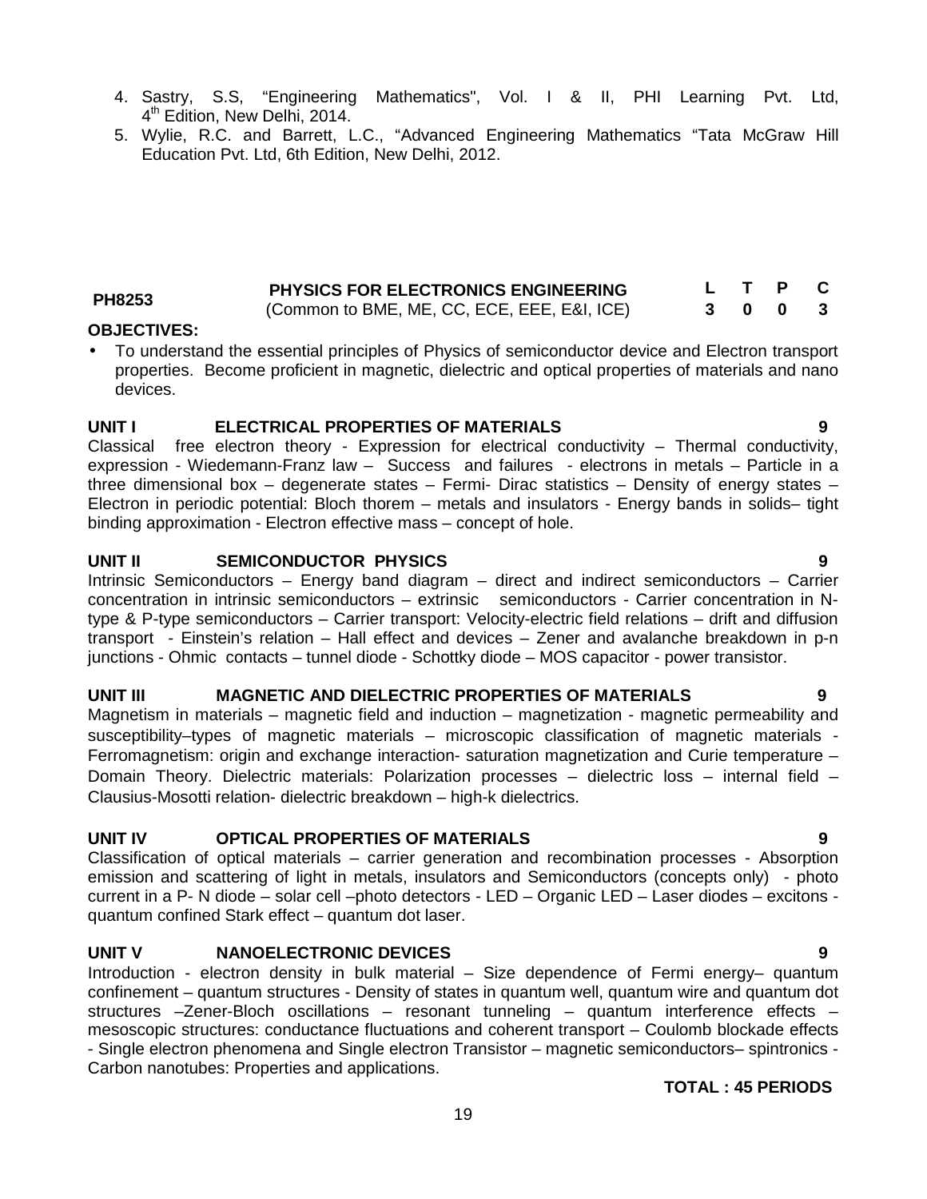4. Sastry, S.S, "Engineering Mathematics", Vol. I & II, PHI Learning Pvt. Ltd, 4th Edition, New Delhi, 2014.
5. Wylie, R.C. and Barrett, L.C., "Advanced Engineering Mathematics "Tata McGraw Hill Education Pvt. Ltd, 6th Edition, New Delhi, 2012.

| PH8253 | PHYSICS FOR ELECTRONICS ENGINEERING (Common to BME, ME, CC, ECE, EEE, E&I, ICE) | L | T | P | C |
|---|---|---|---|---|---|
| | | 3 | 0 | 0 | 3 |

**OBJECTIVES:**

- To understand the essential principles of Physics of semiconductor device and Electron transport properties. Become proficient in magnetic, dielectric and optical properties of materials and nano devices.

**UNIT I ELECTRICAL PROPERTIES OF MATERIALS 9**

Classical free electron theory - Expression for electrical conductivity – Thermal conductivity, expression - Wiedemann-Franz law – Success and failures - electrons in metals – Particle in a three dimensional box – degenerate states – Fermi- Dirac statistics – Density of energy states – Electron in periodic potential: Bloch thorem – metals and insulators - Energy bands in solids– tight binding approximation - Electron effective mass – concept of hole.

**UNIT II SEMICONDUCTOR PHYSICS 9**

Intrinsic Semiconductors – Energy band diagram – direct and indirect semiconductors – Carrier concentration in intrinsic semiconductors – extrinsic semiconductors - Carrier concentration in N-type & P-type semiconductors – Carrier transport: Velocity-electric field relations – drift and diffusion transport - Einstein's relation – Hall effect and devices – Zener and avalanche breakdown in p-n junctions - Ohmic contacts – tunnel diode - Schottky diode – MOS capacitor - power transistor.

**UNIT III MAGNETIC AND DIELECTRIC PROPERTIES OF MATERIALS 9**

Magnetism in materials – magnetic field and induction – magnetization - magnetic permeability and susceptibility–types of magnetic materials – microscopic classification of magnetic materials - Ferromagnetism: origin and exchange interaction- saturation magnetization and Curie temperature – Domain Theory. Dielectric materials: Polarization processes – dielectric loss – internal field – Clausius-Mosotti relation- dielectric breakdown – high-k dielectrics.

**UNIT IV OPTICAL PROPERTIES OF MATERIALS 9**

Classification of optical materials – carrier generation and recombination processes - Absorption emission and scattering of light in metals, insulators and Semiconductors (concepts only) - photo current in a P- N diode – solar cell –photo detectors - LED – Organic LED – Laser diodes – excitons - quantum confined Stark effect – quantum dot laser.

**UNIT V NANOELECTRONIC DEVICES 9**

Introduction - electron density in bulk material – Size dependence of Fermi energy– quantum confinement – quantum structures - Density of states in quantum well, quantum wire and quantum dot structures –Zener-Bloch oscillations – resonant tunneling – quantum interference effects – mesoscopic structures: conductance fluctuations and coherent transport – Coulomb blockade effects - Single electron phenomena and Single electron Transistor – magnetic semiconductors– spintronics - Carbon nanotubes: Properties and applications.

**TOTAL : 45 PERIODS**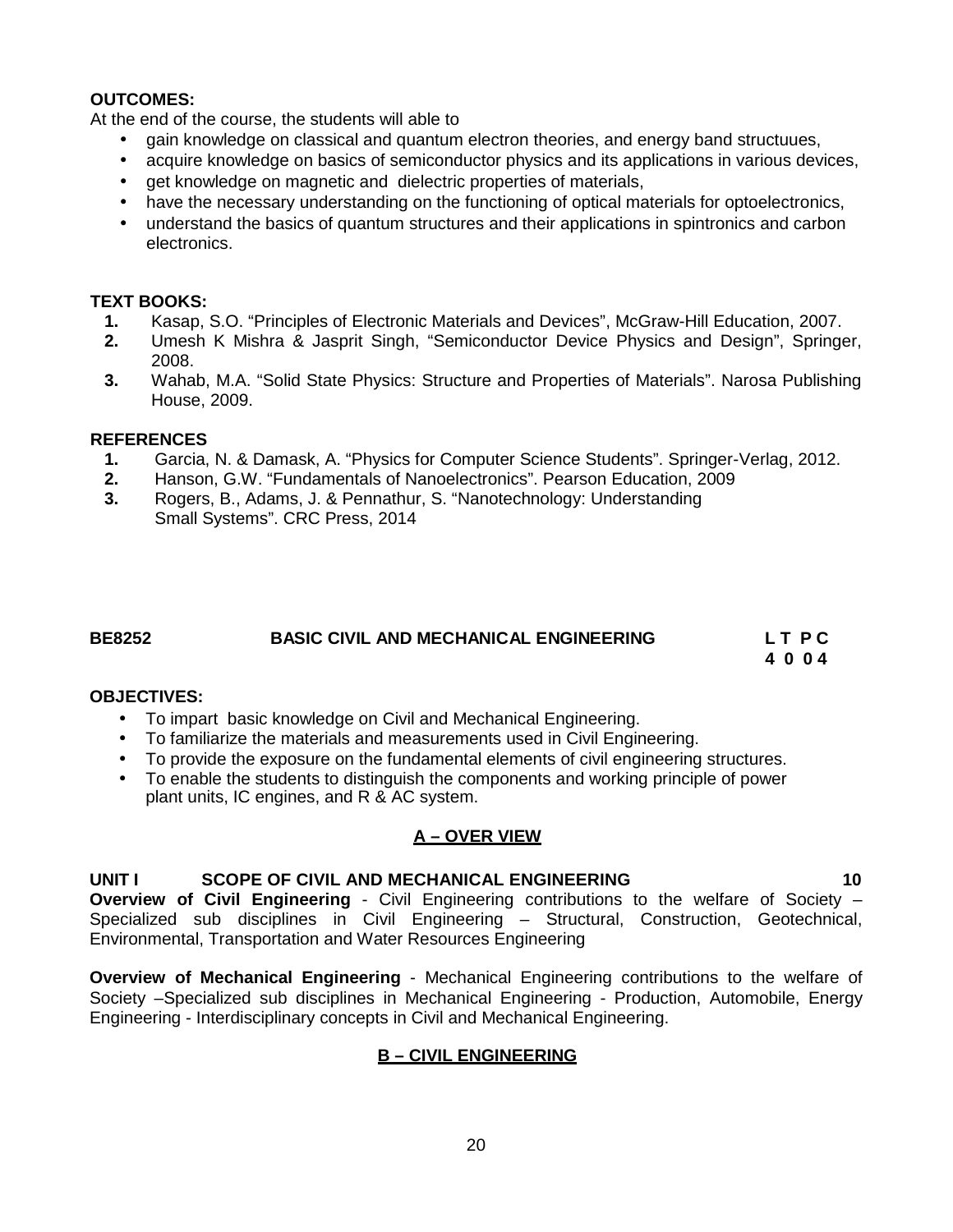**OUTCOMES:**

At the end of the course, the students will able to

- gain knowledge on classical and quantum electron theories, and energy band structuues,
- acquire knowledge on basics of semiconductor physics and its applications in various devices,
- get knowledge on magnetic and dielectric properties of materials,
- have the necessary understanding on the functioning of optical materials for optoelectronics,
- understand the basics of quantum structures and their applications in spintronics and carbon electronics.

**TEXT BOOKS:**

1. Kasap, S.O. "Principles of Electronic Materials and Devices", McGraw-Hill Education, 2007.
2. Umesh K Mishra & Jasprit Singh, "Semiconductor Device Physics and Design", Springer, 2008.
3. Wahab, M.A. "Solid State Physics: Structure and Properties of Materials". Narosa Publishing House, 2009.

**REFERENCES**

1. Garcia, N. & Damask, A. "Physics for Computer Science Students". Springer-Verlag, 2012.
2. Hanson, G.W. "Fundamentals of Nanoelectronics". Pearson Education, 2009
3. Rogers, B., Adams, J. & Pennathur, S. "Nanotechnology: Understanding Small Systems". CRC Press, 2014

## BE8252 BASIC CIVIL AND MECHANICAL ENGINEERING

| L | T | P | C |
|---|---|---|---|
| 4 | 0 | 0 | 4 |

**OBJECTIVES:**

- To impart basic knowledge on Civil and Mechanical Engineering.
- To familiarize the materials and measurements used in Civil Engineering.
- To provide the exposure on the fundamental elements of civil engineering structures.
- To enable the students to distinguish the components and working principle of power plant units, IC engines, and R & AC system.

**A – OVER VIEW**

**UNIT I SCOPE OF CIVIL AND MECHANICAL ENGINEERING 10**

**Overview of Civil Engineering** - Civil Engineering contributions to the welfare of Society – Specialized sub disciplines in Civil Engineering – Structural, Construction, Geotechnical, Environmental, Transportation and Water Resources Engineering

**Overview of Mechanical Engineering** - Mechanical Engineering contributions to the welfare of Society –Specialized sub disciplines in Mechanical Engineering - Production, Automobile, Energy Engineering - Interdisciplinary concepts in Civil and Mechanical Engineering.

**B – CIVIL ENGINEERING**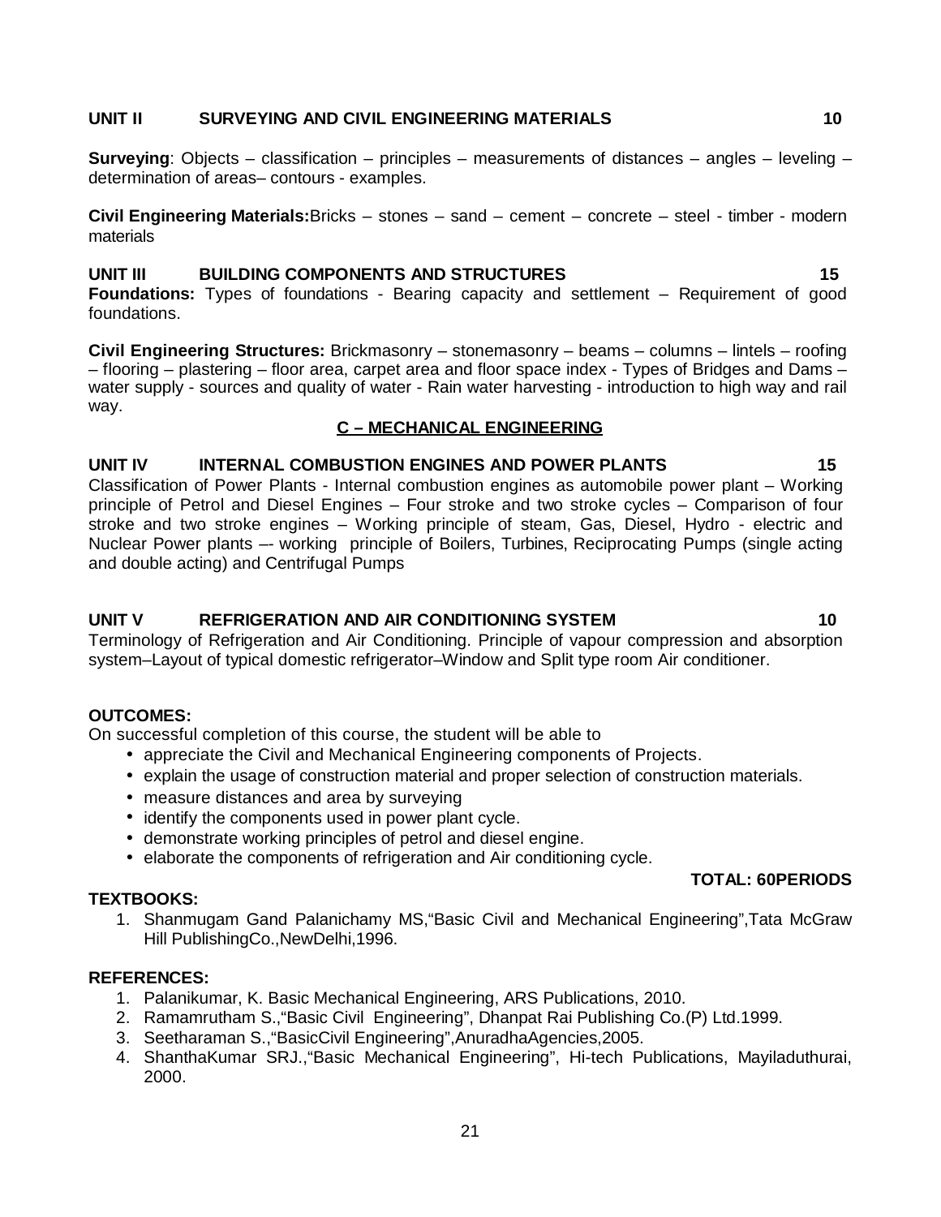### UNIT II SURVEYING AND CIVIL ENGINEERING MATERIALS 10

**Surveying**: Objects – classification – principles – measurements of distances – angles – leveling – determination of areas– contours - examples.

**Civil Engineering Materials:**Bricks – stones – sand – cement – concrete – steel - timber - modern materials

### UNIT III BUILDING COMPONENTS AND STRUCTURES 15

**Foundations:** Types of foundations - Bearing capacity and settlement – Requirement of good foundations.

**Civil Engineering Structures:** Brickmasonry – stonemasonry – beams – columns – lintels – roofing – flooring – plastering – floor area, carpet area and floor space index - Types of Bridges and Dams – water supply - sources and quality of water - Rain water harvesting - introduction to high way and rail way.

## C – MECHANICAL ENGINEERING

### UNIT IV INTERNAL COMBUSTION ENGINES AND POWER PLANTS 15

Classification of Power Plants - Internal combustion engines as automobile power plant – Working principle of Petrol and Diesel Engines – Four stroke and two stroke cycles – Comparison of four stroke and two stroke engines – Working principle of steam, Gas, Diesel, Hydro - electric and Nuclear Power plants –- working principle of Boilers, Turbines, Reciprocating Pumps (single acting and double acting) and Centrifugal Pumps

### UNIT V REFRIGERATION AND AIR CONDITIONING SYSTEM 10

Terminology of Refrigeration and Air Conditioning. Principle of vapour compression and absorption system–Layout of typical domestic refrigerator–Window and Split type room Air conditioner.

**OUTCOMES:**

On successful completion of this course, the student will be able to

- appreciate the Civil and Mechanical Engineering components of Projects.
- explain the usage of construction material and proper selection of construction materials.
- measure distances and area by surveying
- identify the components used in power plant cycle.
- demonstrate working principles of petrol and diesel engine.
- elaborate the components of refrigeration and Air conditioning cycle.

**TOTAL: 60PERIODS**

**TEXTBOOKS:**

1. Shanmugam Gand Palanichamy MS,"Basic Civil and Mechanical Engineering",Tata McGraw Hill PublishingCo.,NewDelhi,1996.

**REFERENCES:**

1. Palanikumar, K. Basic Mechanical Engineering, ARS Publications, 2010.
2. Ramamrutham S.,"Basic Civil Engineering", Dhanpat Rai Publishing Co.(P) Ltd.1999.
3. Seetharaman S.,"BasicCivil Engineering",AnuradhaAgencies,2005.
4. ShanthaKumar SRJ.,"Basic Mechanical Engineering", Hi-tech Publications, Mayiladuthurai, 2000.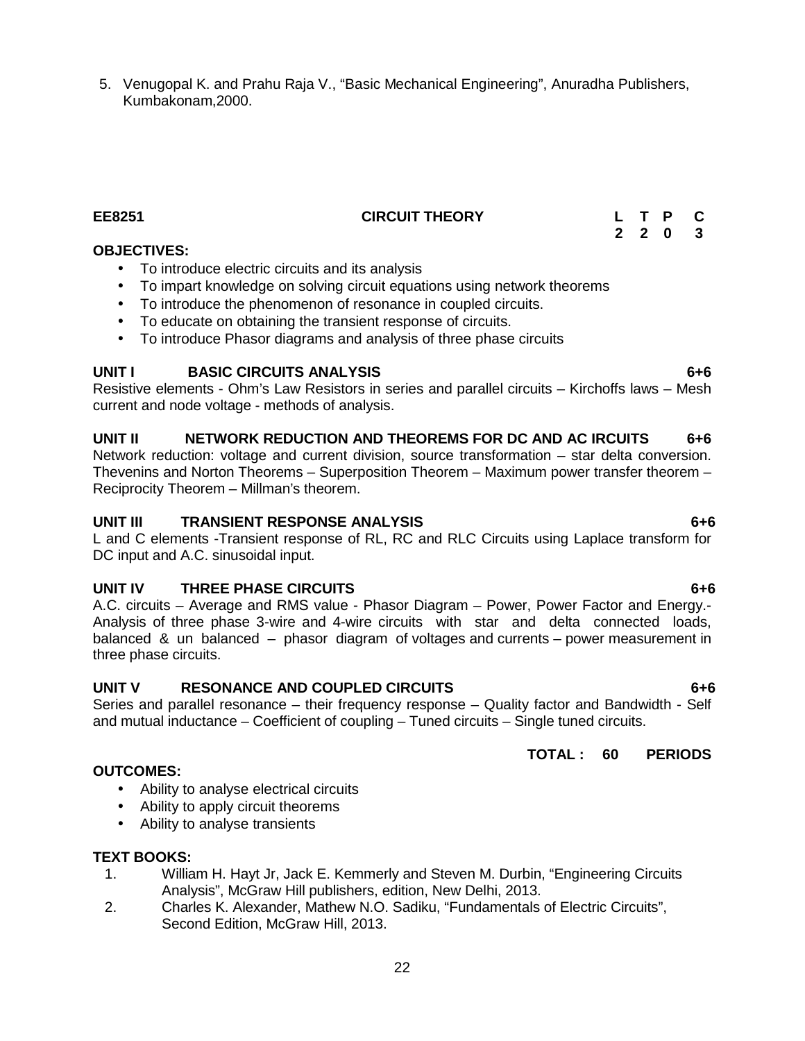5. Venugopal K. and Prahu Raja V., "Basic Mechanical Engineering", Anuradha Publishers, Kumbakonam,2000.

**EE8251 CIRCUIT THEORY**

| L | T | P | C |
|---|---|---|---|
| 2 | 2 | 0 | 3 |

**OBJECTIVES:**

- To introduce electric circuits and its analysis
- To impart knowledge on solving circuit equations using network theorems
- To introduce the phenomenon of resonance in coupled circuits.
- To educate on obtaining the transient response of circuits.
- To introduce Phasor diagrams and analysis of three phase circuits

**UNIT I BASIC CIRCUITS ANALYSIS 6+6**

Resistive elements - Ohm's Law Resistors in series and parallel circuits – Kirchoffs laws – Mesh current and node voltage - methods of analysis.

**UNIT II NETWORK REDUCTION AND THEOREMS FOR DC AND AC IRCUITS 6+6**

Network reduction: voltage and current division, source transformation – star delta conversion. Thevenins and Norton Theorems – Superposition Theorem – Maximum power transfer theorem – Reciprocity Theorem – Millman's theorem.

**UNIT III TRANSIENT RESPONSE ANALYSIS 6+6**

L and C elements -Transient response of RL, RC and RLC Circuits using Laplace transform for DC input and A.C. sinusoidal input.

**UNIT IV THREE PHASE CIRCUITS 6+6**

A.C. circuits – Average and RMS value - Phasor Diagram – Power, Power Factor and Energy.- Analysis of three phase 3-wire and 4-wire circuits with star and delta connected loads, balanced & un balanced – phasor diagram of voltages and currents – power measurement in three phase circuits.

**UNIT V RESONANCE AND COUPLED CIRCUITS 6+6**

Series and parallel resonance – their frequency response – Quality factor and Bandwidth - Self and mutual inductance – Coefficient of coupling – Tuned circuits – Single tuned circuits.

**TOTAL : 60 PERIODS**

**OUTCOMES:**

- Ability to analyse electrical circuits
- Ability to apply circuit theorems
- Ability to analyse transients

**TEXT BOOKS:**

1. William H. Hayt Jr, Jack E. Kemmerly and Steven M. Durbin, "Engineering Circuits Analysis", McGraw Hill publishers, edition, New Delhi, 2013.
2. Charles K. Alexander, Mathew N.O. Sadiku, "Fundamentals of Electric Circuits", Second Edition, McGraw Hill, 2013.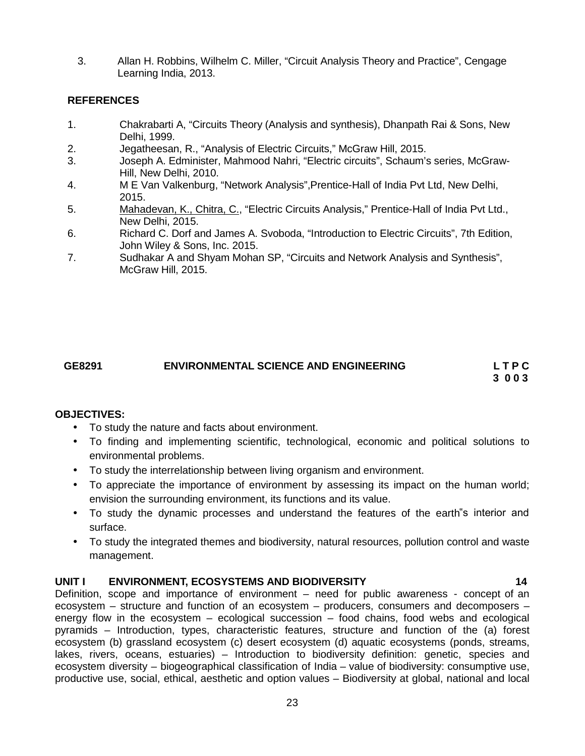3. Allan H. Robbins, Wilhelm C. Miller, “Circuit Analysis Theory and Practice”, Cengage Learning India, 2013.

**REFERENCES**

1. Chakrabarti A, “Circuits Theory (Analysis and synthesis), Dhanpath Rai & Sons, New Delhi, 1999.
2. Jegatheesan, R., “Analysis of Electric Circuits,” McGraw Hill, 2015.
3. Joseph A. Edminister, Mahmood Nahri, “Electric circuits”, Schaum’s series, McGraw-Hill, New Delhi, 2010.
4. M E Van Valkenburg, “Network Analysis”,Prentice-Hall of India Pvt Ltd, New Delhi, 2015.
5. Mahadevan, K., Chitra, C., “Electric Circuits Analysis,” Prentice-Hall of India Pvt Ltd., New Delhi, 2015.
6. Richard C. Dorf and James A. Svoboda, “Introduction to Electric Circuits”, 7th Edition, John Wiley & Sons, Inc. 2015.
7. Sudhakar A and Shyam Mohan SP, “Circuits and Network Analysis and Synthesis”, McGraw Hill, 2015.

## GE8291 ENVIRONMENTAL SCIENCE AND ENGINEERING

**L T P C**
**3 0 0 3**

**OBJECTIVES:**

- To study the nature and facts about environment.
- To finding and implementing scientific, technological, economic and political solutions to environmental problems.
- To study the interrelationship between living organism and environment.
- To appreciate the importance of environment by assessing its impact on the human world; envision the surrounding environment, its functions and its value.
- To study the dynamic processes and understand the features of the earth‟s interior and surface.
- To study the integrated themes and biodiversity, natural resources, pollution control and waste management.

**UNIT I ENVIRONMENT, ECOSYSTEMS AND BIODIVERSITY 14**

Definition, scope and importance of environment – need for public awareness - concept of an ecosystem – structure and function of an ecosystem – producers, consumers and decomposers – energy flow in the ecosystem – ecological succession – food chains, food webs and ecological pyramids – Introduction, types, characteristic features, structure and function of the (a) forest ecosystem (b) grassland ecosystem (c) desert ecosystem (d) aquatic ecosystems (ponds, streams, lakes, rivers, oceans, estuaries) – Introduction to biodiversity definition: genetic, species and ecosystem diversity – biogeographical classification of India – value of biodiversity: consumptive use, productive use, social, ethical, aesthetic and option values – Biodiversity at global, national and local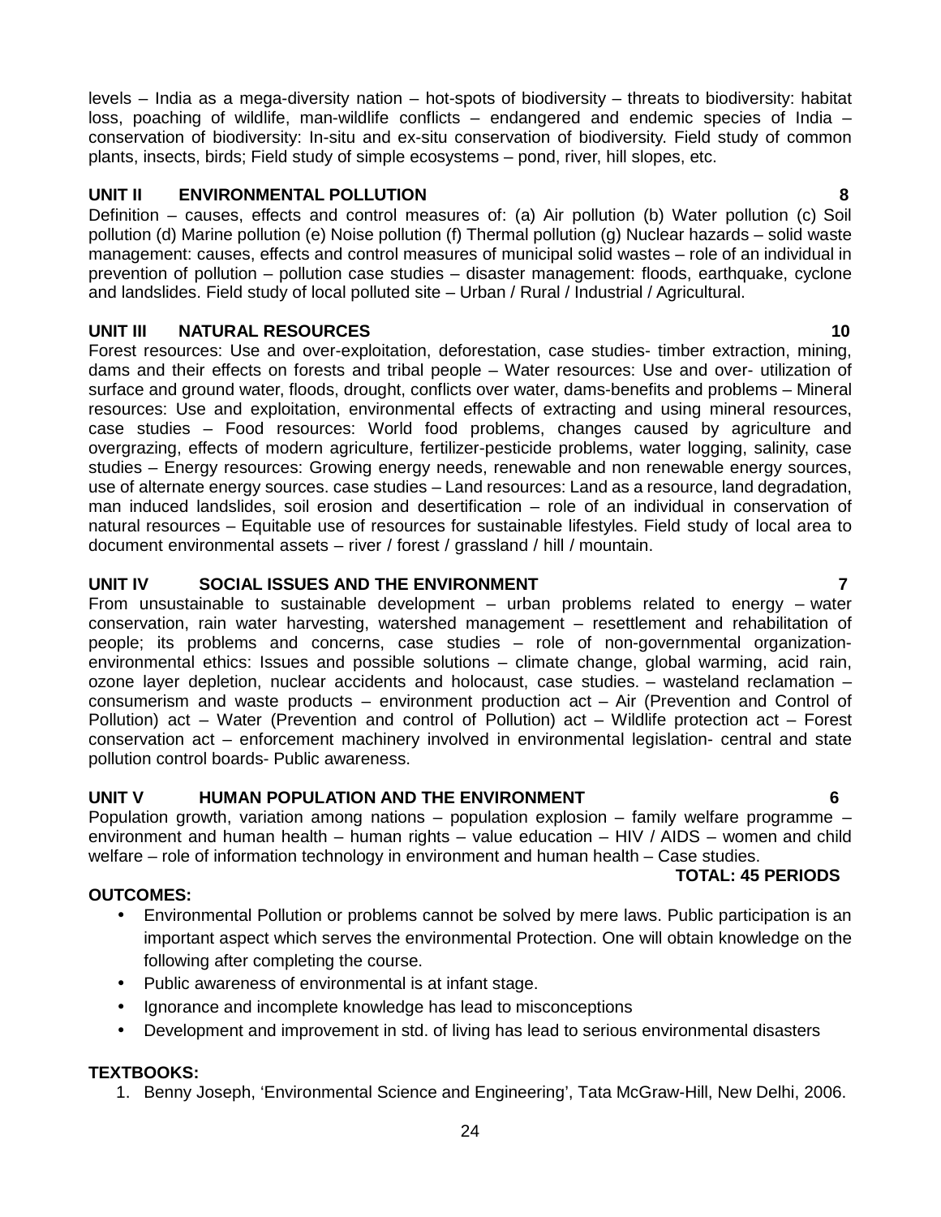levels – India as a mega-diversity nation – hot-spots of biodiversity – threats to biodiversity: habitat loss, poaching of wildlife, man-wildlife conflicts – endangered and endemic species of India – conservation of biodiversity: In-situ and ex-situ conservation of biodiversity. Field study of common plants, insects, birds; Field study of simple ecosystems – pond, river, hill slopes, etc.

**UNIT II ENVIRONMENTAL POLLUTION 8**

Definition – causes, effects and control measures of: (a) Air pollution (b) Water pollution (c) Soil pollution (d) Marine pollution (e) Noise pollution (f) Thermal pollution (g) Nuclear hazards – solid waste management: causes, effects and control measures of municipal solid wastes – role of an individual in prevention of pollution – pollution case studies – disaster management: floods, earthquake, cyclone and landslides. Field study of local polluted site – Urban / Rural / Industrial / Agricultural.

**UNIT III NATURAL RESOURCES 10**

Forest resources: Use and over-exploitation, deforestation, case studies- timber extraction, mining, dams and their effects on forests and tribal people – Water resources: Use and over- utilization of surface and ground water, floods, drought, conflicts over water, dams-benefits and problems – Mineral resources: Use and exploitation, environmental effects of extracting and using mineral resources, case studies – Food resources: World food problems, changes caused by agriculture and overgrazing, effects of modern agriculture, fertilizer-pesticide problems, water logging, salinity, case studies – Energy resources: Growing energy needs, renewable and non renewable energy sources, use of alternate energy sources. case studies – Land resources: Land as a resource, land degradation, man induced landslides, soil erosion and desertification – role of an individual in conservation of natural resources – Equitable use of resources for sustainable lifestyles. Field study of local area to document environmental assets – river / forest / grassland / hill / mountain.

**UNIT IV SOCIAL ISSUES AND THE ENVIRONMENT 7**

From unsustainable to sustainable development – urban problems related to energy – water conservation, rain water harvesting, watershed management – resettlement and rehabilitation of people; its problems and concerns, case studies – role of non-governmental organization- environmental ethics: Issues and possible solutions – climate change, global warming, acid rain, ozone layer depletion, nuclear accidents and holocaust, case studies. – wasteland reclamation – consumerism and waste products – environment production act – Air (Prevention and Control of Pollution) act – Water (Prevention and control of Pollution) act – Wildlife protection act – Forest conservation act – enforcement machinery involved in environmental legislation- central and state pollution control boards- Public awareness.

**UNIT V HUMAN POPULATION AND THE ENVIRONMENT 6**

Population growth, variation among nations – population explosion – family welfare programme – environment and human health – human rights – value education – HIV / AIDS – women and child welfare – role of information technology in environment and human health – Case studies.

**TOTAL: 45 PERIODS**

**OUTCOMES:**

- Environmental Pollution or problems cannot be solved by mere laws. Public participation is an important aspect which serves the environmental Protection. One will obtain knowledge on the following after completing the course.
- Public awareness of environmental is at infant stage.
- Ignorance and incomplete knowledge has lead to misconceptions
- Development and improvement in std. of living has lead to serious environmental disasters

**TEXTBOOKS:**

1. Benny Joseph, 'Environmental Science and Engineering', Tata McGraw-Hill, New Delhi, 2006.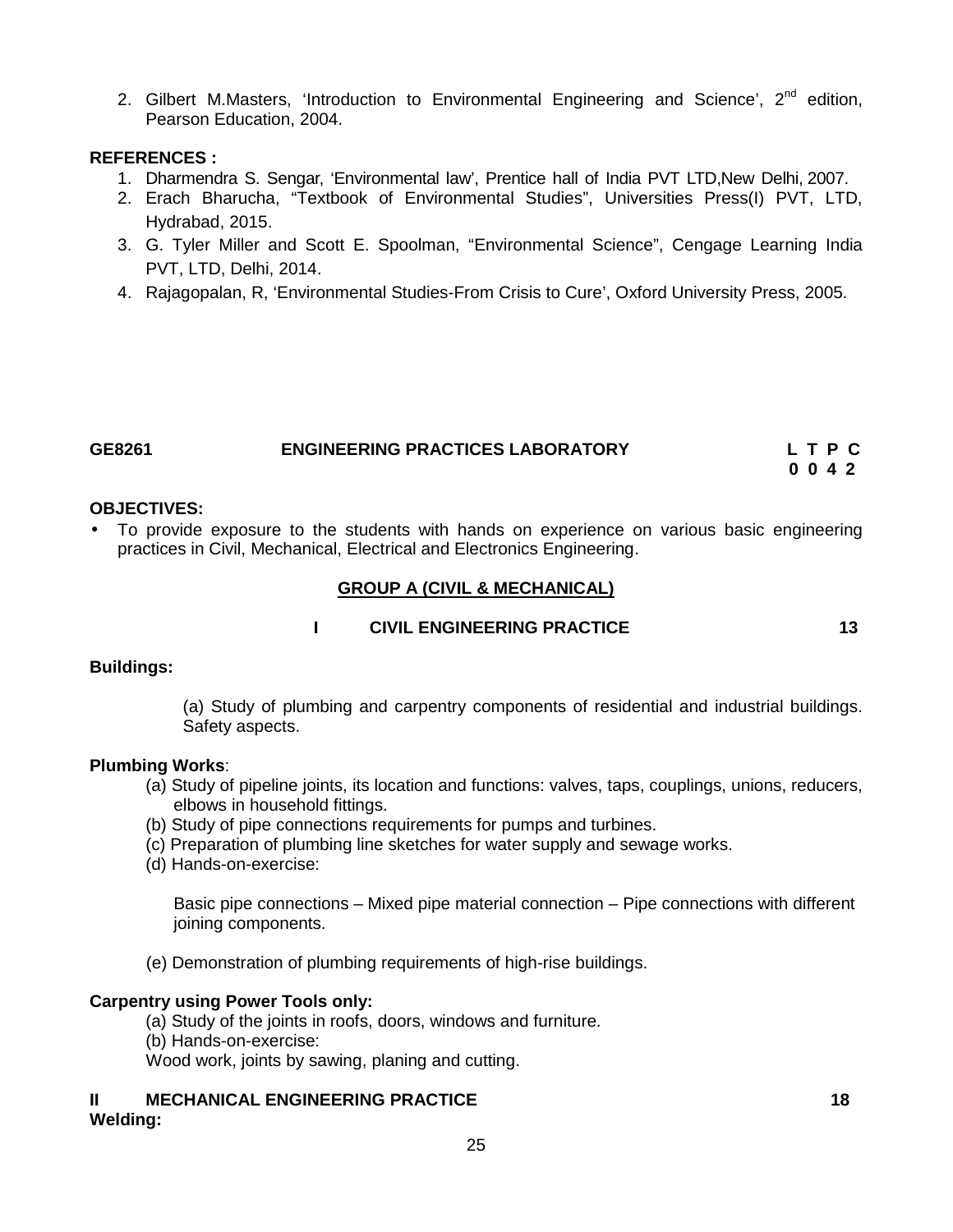2. Gilbert M.Masters, 'Introduction to Environmental Engineering and Science', 2nd edition, Pearson Education, 2004.

**REFERENCES :**

1. Dharmendra S. Sengar, 'Environmental law', Prentice hall of India PVT LTD,New Delhi, 2007.
2. Erach Bharucha, "Textbook of Environmental Studies", Universities Press(I) PVT, LTD, Hydrabad, 2015.
3. G. Tyler Miller and Scott E. Spoolman, "Environmental Science", Cengage Learning India PVT, LTD, Delhi, 2014.
4. Rajagopalan, R, 'Environmental Studies-From Crisis to Cure', Oxford University Press, 2005.

## GE8261 ENGINEERING PRACTICES LABORATORY

| L | T | P | C |
|---|---|---|---|
| 0 | 0 | 4 | 2 |

**OBJECTIVES:**

- To provide exposure to the students with hands on experience on various basic engineering practices in Civil, Mechanical, Electrical and Electronics Engineering.

### GROUP A (CIVIL & MECHANICAL)

### I CIVIL ENGINEERING PRACTICE 13

**Buildings:**

(a) Study of plumbing and carpentry components of residential and industrial buildings. Safety aspects.

**Plumbing Works**:

(a) Study of pipeline joints, its location and functions: valves, taps, couplings, unions, reducers, elbows in household fittings.
(b) Study of pipe connections requirements for pumps and turbines.
(c) Preparation of plumbing line sketches for water supply and sewage works.
(d) Hands-on-exercise:

Basic pipe connections – Mixed pipe material connection – Pipe connections with different joining components.

(e) Demonstration of plumbing requirements of high-rise buildings.

**Carpentry using Power Tools only:**

(a) Study of the joints in roofs, doors, windows and furniture.
(b) Hands-on-exercise:
Wood work, joints by sawing, planing and cutting.

### II MECHANICAL ENGINEERING PRACTICE 18

**Welding:**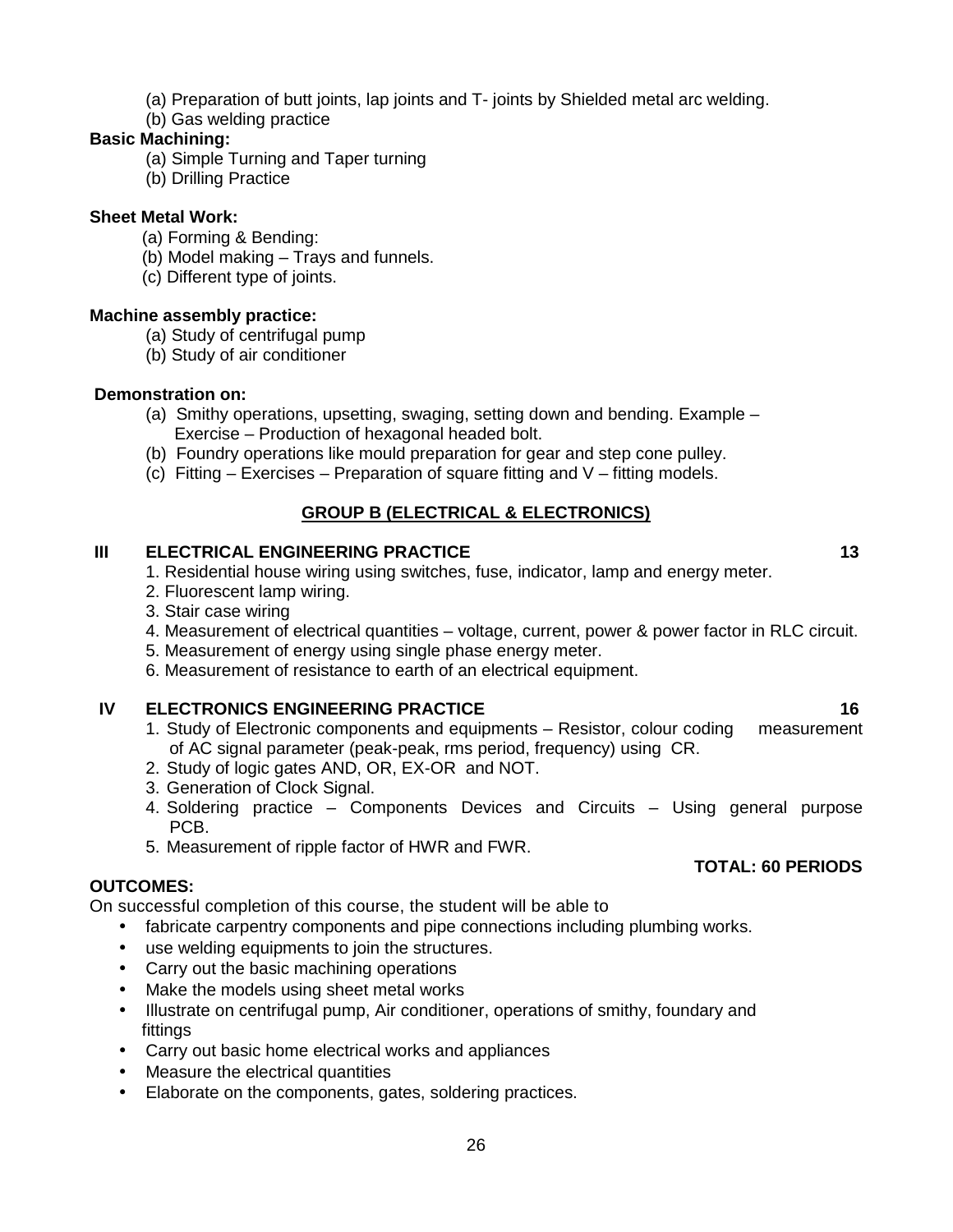(a) Preparation of butt joints, lap joints and T- joints by Shielded metal arc welding.
(b) Gas welding practice

**Basic Machining:**

(a) Simple Turning and Taper turning
(b) Drilling Practice

**Sheet Metal Work:**

(a) Forming & Bending:
(b) Model making – Trays and funnels.
(c) Different type of joints.

**Machine assembly practice:**

(a) Study of centrifugal pump
(b) Study of air conditioner

**Demonstration on:**

(a) Smithy operations, upsetting, swaging, setting down and bending. Example – Exercise – Production of hexagonal headed bolt.
(b) Foundry operations like mould preparation for gear and step cone pulley.
(c) Fitting – Exercises – Preparation of square fitting and V – fitting models.

## GROUP B (ELECTRICAL & ELECTRONICS)

**III ELECTRICAL ENGINEERING PRACTICE 13**

1. Residential house wiring using switches, fuse, indicator, lamp and energy meter.
2. Fluorescent lamp wiring.
3. Stair case wiring
4. Measurement of electrical quantities – voltage, current, power & power factor in RLC circuit.
5. Measurement of energy using single phase energy meter.
6. Measurement of resistance to earth of an electrical equipment.

**IV ELECTRONICS ENGINEERING PRACTICE 16**

1. Study of Electronic components and equipments – Resistor, colour coding measurement of AC signal parameter (peak-peak, rms period, frequency) using CR.
2. Study of logic gates AND, OR, EX-OR and NOT.
3. Generation of Clock Signal.
4. Soldering practice – Components Devices and Circuits – Using general purpose PCB.
5. Measurement of ripple factor of HWR and FWR.

**TOTAL: 60 PERIODS**

**OUTCOMES:**

On successful completion of this course, the student will be able to

- fabricate carpentry components and pipe connections including plumbing works.
- use welding equipments to join the structures.
- Carry out the basic machining operations
- Make the models using sheet metal works
- Illustrate on centrifugal pump, Air conditioner, operations of smithy, foundary and fittings
- Carry out basic home electrical works and appliances
- Measure the electrical quantities
- Elaborate on the components, gates, soldering practices.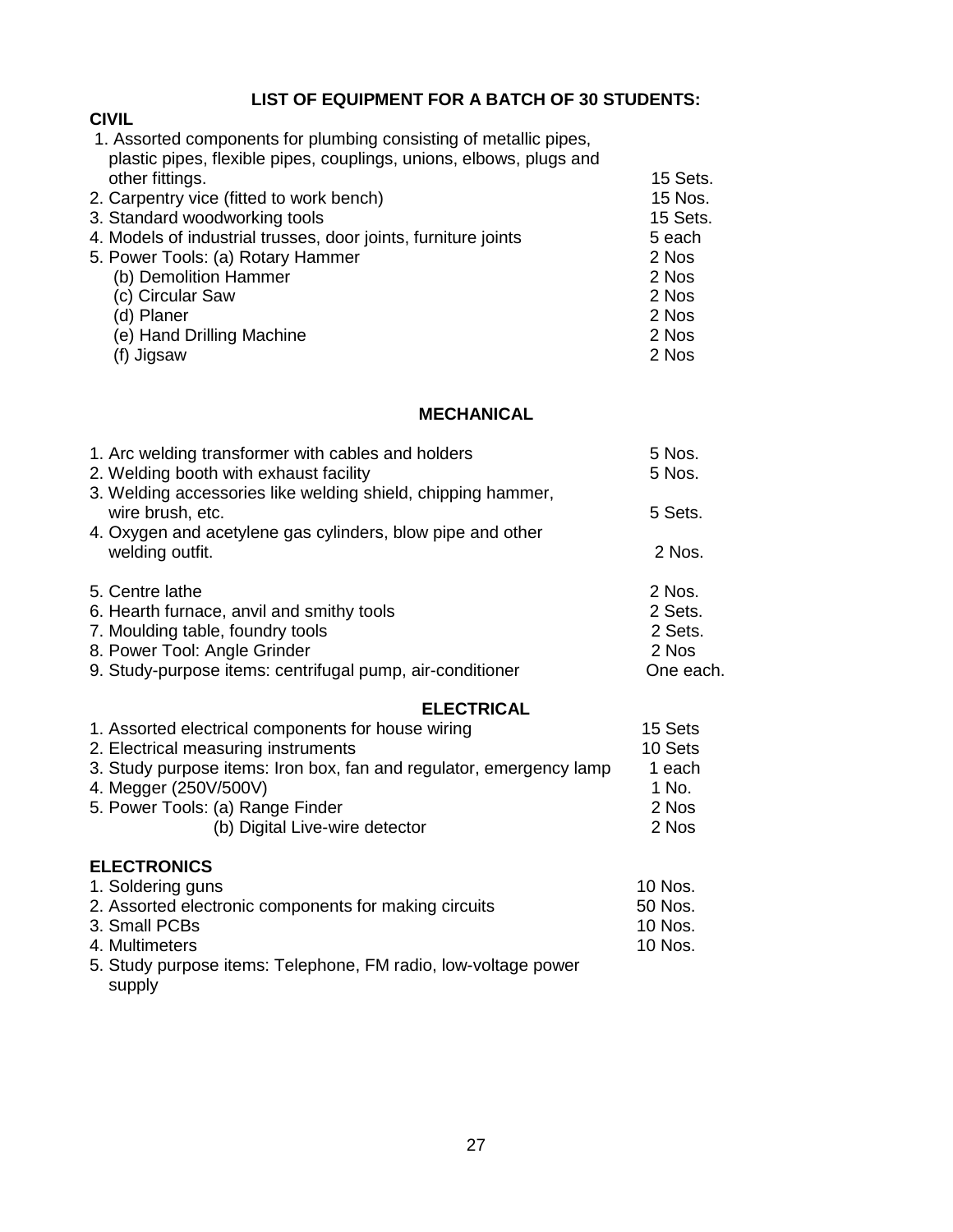## LIST OF EQUIPMENT FOR A BATCH OF 30 STUDENTS:

### CIVIL

| Item | Quantity |
|---|---|
| 1. Assorted components for plumbing consisting of metallic pipes, plastic pipes, flexible pipes, couplings, unions, elbows, plugs and other fittings. | 15 Sets. |
| 2. Carpentry vice (fitted to work bench) | 15 Nos. |
| 3. Standard woodworking tools | 15 Sets. |
| 4. Models of industrial trusses, door joints, furniture joints | 5 each |
| 5. Power Tools: (a) Rotary Hammer | 2 Nos |
| (b) Demolition Hammer | 2 Nos |
| (c) Circular Saw | 2 Nos |
| (d) Planer | 2 Nos |
| (e) Hand Drilling Machine | 2 Nos |
| (f) Jigsaw | 2 Nos |

### MECHANICAL

| Item | Quantity |
|---|---|
| 1. Arc welding transformer with cables and holders | 5 Nos. |
| 2. Welding booth with exhaust facility | 5 Nos. |
| 3. Welding accessories like welding shield, chipping hammer, wire brush, etc. | 5 Sets. |
| 4. Oxygen and acetylene gas cylinders, blow pipe and other welding outfit. | 2 Nos. |
| 5. Centre lathe | 2 Nos. |
| 6. Hearth furnace, anvil and smithy tools | 2 Sets. |
| 7. Moulding table, foundry tools | 2 Sets. |
| 8. Power Tool: Angle Grinder | 2 Nos |
| 9. Study-purpose items: centrifugal pump, air-conditioner | One each. |

### ELECTRICAL

| Item | Quantity |
|---|---|
| 1. Assorted electrical components for house wiring | 15 Sets |
| 2. Electrical measuring instruments | 10 Sets |
| 3. Study purpose items: Iron box, fan and regulator, emergency lamp | 1 each |
| 4. Megger (250V/500V) | 1 No. |
| 5. Power Tools: (a) Range Finder | 2 Nos |
| (b) Digital Live-wire detector | 2 Nos |

### ELECTRONICS

| Item | Quantity |
|---|---|
| 1. Soldering guns | 10 Nos. |
| 2. Assorted electronic components for making circuits | 50 Nos. |
| 3. Small PCBs | 10 Nos. |
| 4. Multimeters | 10 Nos. |
| 5. Study purpose items: Telephone, FM radio, low-voltage power supply | |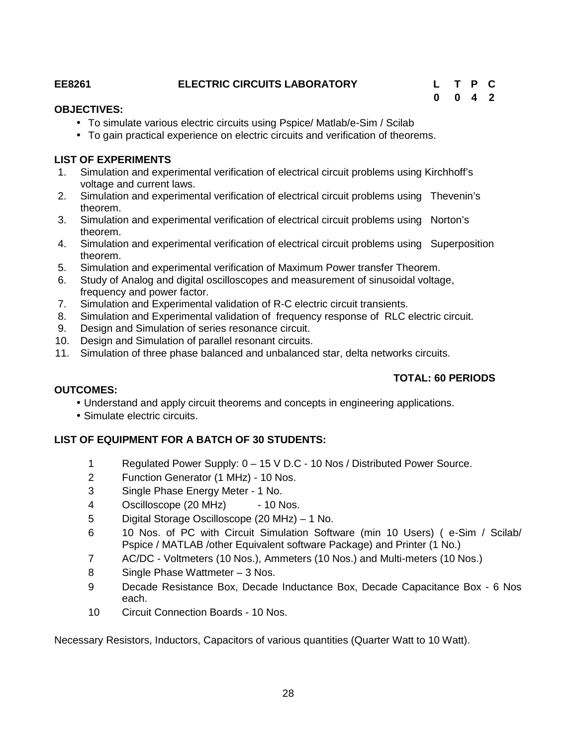**EE8261　　　ELECTRIC CIRCUITS LABORATORY**

| L | T | P | C |
|---|---|---|---|
| 0 | 0 | 4 | 2 |

**OBJECTIVES:**

- To simulate various electric circuits using Pspice/ Matlab/e-Sim / Scilab
- To gain practical experience on electric circuits and verification of theorems.

**LIST OF EXPERIMENTS**

1. Simulation and experimental verification of electrical circuit problems using Kirchhoff's voltage and current laws.
2. Simulation and experimental verification of electrical circuit problems using Thevenin's theorem.
3. Simulation and experimental verification of electrical circuit problems using Norton's theorem.
4. Simulation and experimental verification of electrical circuit problems using Superposition theorem.
5. Simulation and experimental verification of Maximum Power transfer Theorem.
6. Study of Analog and digital oscilloscopes and measurement of sinusoidal voltage, frequency and power factor.
7. Simulation and Experimental validation of R-C electric circuit transients.
8. Simulation and Experimental validation of frequency response of RLC electric circuit.
9. Design and Simulation of series resonance circuit.
10. Design and Simulation of parallel resonant circuits.
11. Simulation of three phase balanced and unbalanced star, delta networks circuits.

**TOTAL: 60 PERIODS**

**OUTCOMES:**

- Understand and apply circuit theorems and concepts in engineering applications.
- Simulate electric circuits.

**LIST OF EQUIPMENT FOR A BATCH OF 30 STUDENTS:**

1. Regulated Power Supply: 0 – 15 V D.C - 10 Nos / Distributed Power Source.
2. Function Generator (1 MHz) - 10 Nos.
3. Single Phase Energy Meter - 1 No.
4. Oscilloscope (20 MHz) - 10 Nos.
5. Digital Storage Oscilloscope (20 MHz) – 1 No.
6. 10 Nos. of PC with Circuit Simulation Software (min 10 Users) ( e-Sim / Scilab/ Pspice / MATLAB /other Equivalent software Package) and Printer (1 No.)
7. AC/DC - Voltmeters (10 Nos.), Ammeters (10 Nos.) and Multi-meters (10 Nos.)
8. Single Phase Wattmeter – 3 Nos.
9. Decade Resistance Box, Decade Inductance Box, Decade Capacitance Box - 6 Nos each.
10. Circuit Connection Boards - 10 Nos.

Necessary Resistors, Inductors, Capacitors of various quantities (Quarter Watt to 10 Watt).